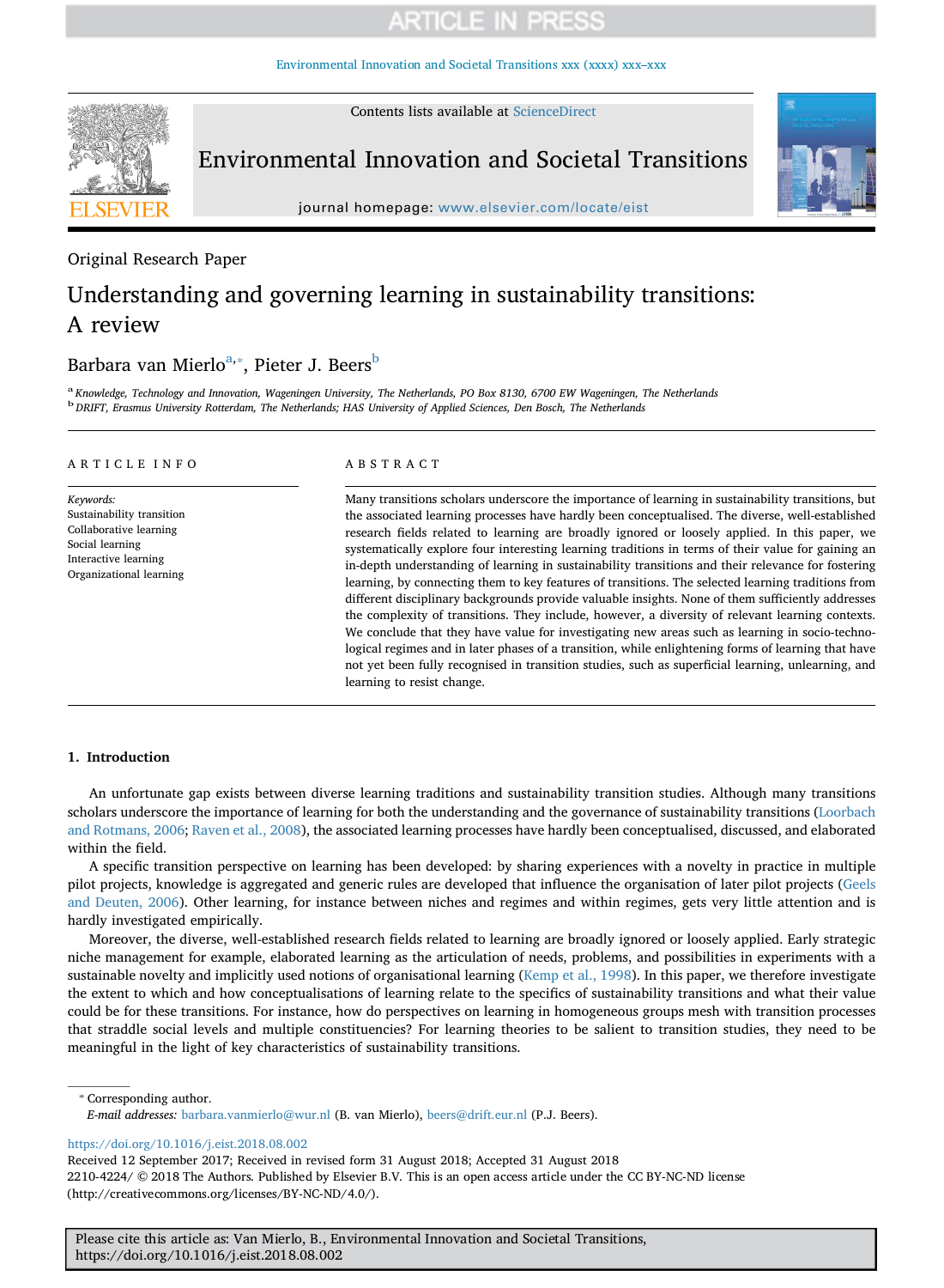Original Research Paper

# Understanding and governing learning in sustainability transitions: A review

Barbara van Mierlo[a,*], Pieter J. Beers[b]

[a] Knowledge, Technology and Innovation, Wageningen University, The Netherlands, PO Box 8130, 6700 EW Wageningen, The Netherlands
[b] DRIFT, Erasmus University Rotterdam, The Netherlands; HAS University of Applied Sciences, Den Bosch, The Netherlands

**ARTICLE INFO**

*Keywords:*
Sustainability transition
Collaborative learning
Social learning
Interactive learning
Organizational learning

**ABSTRACT**

Many transitions scholars underscore the importance of learning in sustainability transitions, but the associated learning processes have hardly been conceptualised. The diverse, well-established research fields related to learning are broadly ignored or loosely applied. In this paper, we systematically explore four interesting learning traditions in terms of their value for gaining an in-depth understanding of learning in sustainability transitions and their relevance for fostering learning, by connecting them to key features of transitions. The selected learning traditions from different disciplinary backgrounds provide valuable insights. None of them sufficiently addresses the complexity of transitions. They include, however, a diversity of relevant learning contexts. We conclude that they have value for investigating new areas such as learning in socio-technological regimes and in later phases of a transition, while enlightening forms of learning that have not yet been fully recognised in transition studies, such as superficial learning, unlearning, and learning to resist change.

## 1. Introduction

An unfortunate gap exists between diverse learning traditions and sustainability transition studies. Although many transitions scholars underscore the importance of learning for both the understanding and the governance of sustainability transitions (Loorbach and Rotmans, 2006; Raven et al., 2008), the associated learning processes have hardly been conceptualised, discussed, and elaborated within the field.

A specific transition perspective on learning has been developed: by sharing experiences with a novelty in practice in multiple pilot projects, knowledge is aggregated and generic rules are developed that influence the organisation of later pilot projects (Geels and Deuten, 2006). Other learning, for instance between niches and regimes and within regimes, gets very little attention and is hardly investigated empirically.

Moreover, the diverse, well-established research fields related to learning are broadly ignored or loosely applied. Early strategic niche management for example, elaborated learning as the articulation of needs, problems, and possibilities in experiments with a sustainable novelty and implicitly used notions of organisational learning (Kemp et al., 1998). In this paper, we therefore investigate the extent to which and how conceptualisations of learning relate to the specifics of sustainability transitions and what their value could be for these transitions. For instance, how do perspectives on learning in homogeneous groups mesh with transition processes that straddle social levels and multiple constituencies? For learning theories to be salient to transition studies, they need to be meaningful in the light of key characteristics of sustainability transitions.

* Corresponding author.
*E-mail addresses:* barbara.vanmierlo@wur.nl (B. van Mierlo), beers@drift.eur.nl (P.J. Beers).

https://doi.org/10.1016/j.eist.2018.08.002
Received 12 September 2017; Received in revised form 31 August 2018; Accepted 31 August 2018
2210-4224/ © 2018 The Authors. Published by Elsevier B.V. This is an open access article under the CC BY-NC-ND license (http://creativecommons.org/licenses/BY-NC-ND/4.0/).

Please cite this article as: Van Mierlo, B., Environmental Innovation and Societal Transitions, https://doi.org/10.1016/j.eist.2018.08.002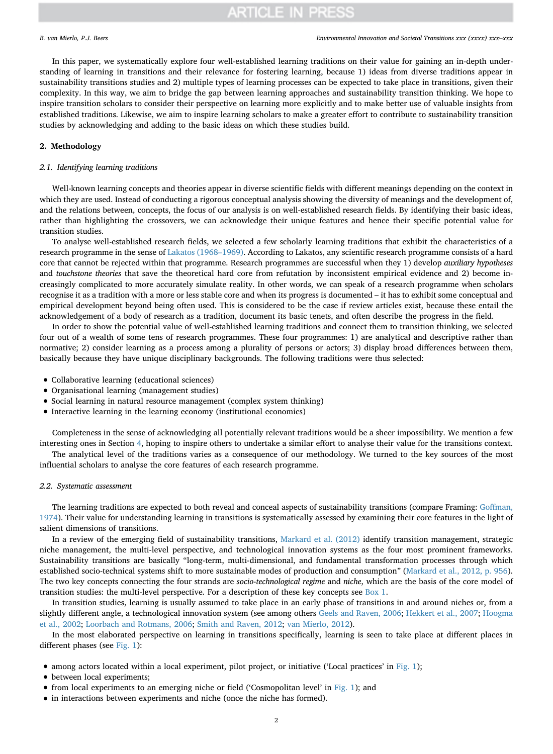In this paper, we systematically explore four well-established learning traditions on their value for gaining an in-depth understanding of learning in transitions and their relevance for fostering learning, because 1) ideas from diverse traditions appear in sustainability transitions studies and 2) multiple types of learning processes can be expected to take place in transitions, given their complexity. In this way, we aim to bridge the gap between learning approaches and sustainability transition thinking. We hope to inspire transition scholars to consider their perspective on learning more explicitly and to make better use of valuable insights from established traditions. Likewise, we aim to inspire learning scholars to make a greater effort to contribute to sustainability transition studies by acknowledging and adding to the basic ideas on which these studies build.

## 2. Methodology

### 2.1. Identifying learning traditions

Well-known learning concepts and theories appear in diverse scientific fields with different meanings depending on the context in which they are used. Instead of conducting a rigorous conceptual analysis showing the diversity of meanings and the development of, and the relations between, concepts, the focus of our analysis is on well-established research fields. By identifying their basic ideas, rather than highlighting the crossovers, we can acknowledge their unique features and hence their specific potential value for transition studies.

To analyse well-established research fields, we selected a few scholarly learning traditions that exhibit the characteristics of a research programme in the sense of Lakatos (1968–1969). According to Lakatos, any scientific research programme consists of a hard core that cannot be rejected within that programme. Research programmes are successful when they 1) develop *auxiliary hypotheses* and *touchstone theories* that save the theoretical hard core from refutation by inconsistent empirical evidence and 2) become increasingly complicated to more accurately simulate reality. In other words, we can speak of a research programme when scholars recognise it as a tradition with a more or less stable core and when its progress is documented – it has to exhibit some conceptual and empirical development beyond being often used. This is considered to be the case if review articles exist, because these entail the acknowledgement of a body of research as a tradition, document its basic tenets, and often describe the progress in the field.

In order to show the potential value of well-established learning traditions and connect them to transition thinking, we selected four out of a wealth of some tens of research programmes. These four programmes: 1) are analytical and descriptive rather than normative; 2) consider learning as a process among a plurality of persons or actors; 3) display broad differences between them, basically because they have unique disciplinary backgrounds. The following traditions were thus selected:

- Collaborative learning (educational sciences)
- Organisational learning (management studies)
- Social learning in natural resource management (complex system thinking)
- Interactive learning in the learning economy (institutional economics)

Completeness in the sense of acknowledging all potentially relevant traditions would be a sheer impossibility. We mention a few interesting ones in Section 4, hoping to inspire others to undertake a similar effort to analyse their value for the transitions context.

The analytical level of the traditions varies as a consequence of our methodology. We turned to the key sources of the most influential scholars to analyse the core features of each research programme.

### 2.2. Systematic assessment

The learning traditions are expected to both reveal and conceal aspects of sustainability transitions (compare Framing: Goffman, 1974). Their value for understanding learning in transitions is systematically assessed by examining their core features in the light of salient dimensions of transitions.

In a review of the emerging field of sustainability transitions, Markard et al. (2012) identify transition management, strategic niche management, the multi-level perspective, and technological innovation systems as the four most prominent frameworks. Sustainability transitions are basically "long-term, multi-dimensional, and fundamental transformation processes through which established socio-technical systems shift to more sustainable modes of production and consumption" (Markard et al., 2012, p. 956). The two key concepts connecting the four strands are *socio-technological regime* and *niche*, which are the basis of the core model of transition studies: the multi-level perspective. For a description of these key concepts see Box 1.

In transition studies, learning is usually assumed to take place in an early phase of transitions in and around niches or, from a slightly different angle, a technological innovation system (see among others Geels and Raven, 2006; Hekkert et al., 2007; Hoogma et al., 2002; Loorbach and Rotmans, 2006; Smith and Raven, 2012; van Mierlo, 2012).

In the most elaborated perspective on learning in transitions specifically, learning is seen to take place at different places in different phases (see Fig. 1):

- among actors located within a local experiment, pilot project, or initiative ('Local practices' in Fig. 1);
- between local experiments;
- from local experiments to an emerging niche or field ('Cosmopolitan level' in Fig. 1); and
- in interactions between experiments and niche (once the niche has formed).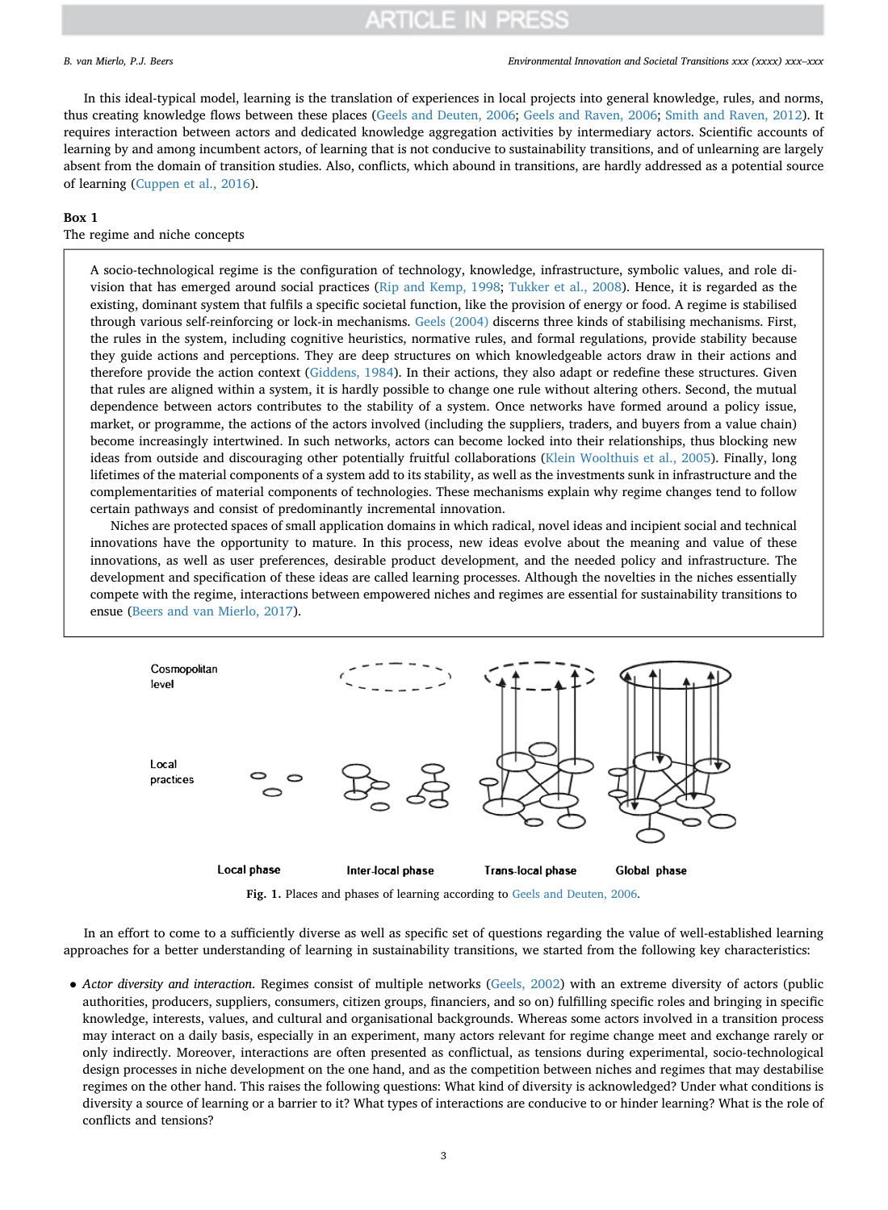In this ideal-typical model, learning is the translation of experiences in local projects into general knowledge, rules, and norms, thus creating knowledge flows between these places (Geels and Deuten, 2006; Geels and Raven, 2006; Smith and Raven, 2012). It requires interaction between actors and dedicated knowledge aggregation activities by intermediary actors. Scientific accounts of learning by and among incumbent actors, of learning that is not conducive to sustainability transitions, and of unlearning are largely absent from the domain of transition studies. Also, conflicts, which abound in transitions, are hardly addressed as a potential source of learning (Cuppen et al., 2016).

**Box 1**
The regime and niche concepts

A socio-technological regime is the configuration of technology, knowledge, infrastructure, symbolic values, and role division that has emerged around social practices (Rip and Kemp, 1998; Tukker et al., 2008). Hence, it is regarded as the existing, dominant system that fulfils a specific societal function, like the provision of energy or food. A regime is stabilised through various self-reinforcing or lock-in mechanisms. Geels (2004) discerns three kinds of stabilising mechanisms. First, the rules in the system, including cognitive heuristics, normative rules, and formal regulations, provide stability because they guide actions and perceptions. They are deep structures on which knowledgeable actors draw in their actions and therefore provide the action context (Giddens, 1984). In their actions, they also adapt or redefine these structures. Given that rules are aligned within a system, it is hardly possible to change one rule without altering others. Second, the mutual dependence between actors contributes to the stability of a system. Once networks have formed around a policy issue, market, or programme, the actions of the actors involved (including the suppliers, traders, and buyers from a value chain) become increasingly intertwined. In such networks, actors can become locked into their relationships, thus blocking new ideas from outside and discouraging other potentially fruitful collaborations (Klein Woolthuis et al., 2005). Finally, long lifetimes of the material components of a system add to its stability, as well as the investments sunk in infrastructure and the complementarities of material components of technologies. These mechanisms explain why regime changes tend to follow certain pathways and consist of predominantly incremental innovation.

Niches are protected spaces of small application domains in which radical, novel ideas and incipient social and technical innovations have the opportunity to mature. In this process, new ideas evolve about the meaning and value of these innovations, as well as user preferences, desirable product development, and the needed policy and infrastructure. The development and specification of these ideas are called learning processes. Although the novelties in the niches essentially compete with the regime, interactions between empowered niches and regimes are essential for sustainability transitions to ensue (Beers and van Mierlo, 2017).

Fig. 1. Places and phases of learning according to Geels and Deuten, 2006.

In an effort to come to a sufficiently diverse as well as specific set of questions regarding the value of well-established learning approaches for a better understanding of learning in sustainability transitions, we started from the following key characteristics:

- *Actor diversity and interaction*. Regimes consist of multiple networks (Geels, 2002) with an extreme diversity of actors (public authorities, producers, suppliers, consumers, citizen groups, financiers, and so on) fulfilling specific roles and bringing in specific knowledge, interests, values, and cultural and organisational backgrounds. Whereas some actors involved in a transition process may interact on a daily basis, especially in an experiment, many actors relevant for regime change meet and exchange rarely or only indirectly. Moreover, interactions are often presented as conflictual, as tensions during experimental, socio-technological design processes in niche development on the one hand, and as the competition between niches and regimes that may destabilise regimes on the other hand. This raises the following questions: What kind of diversity is acknowledged? Under what conditions is diversity a source of learning or a barrier to it? What types of interactions are conducive to or hinder learning? What is the role of conflicts and tensions?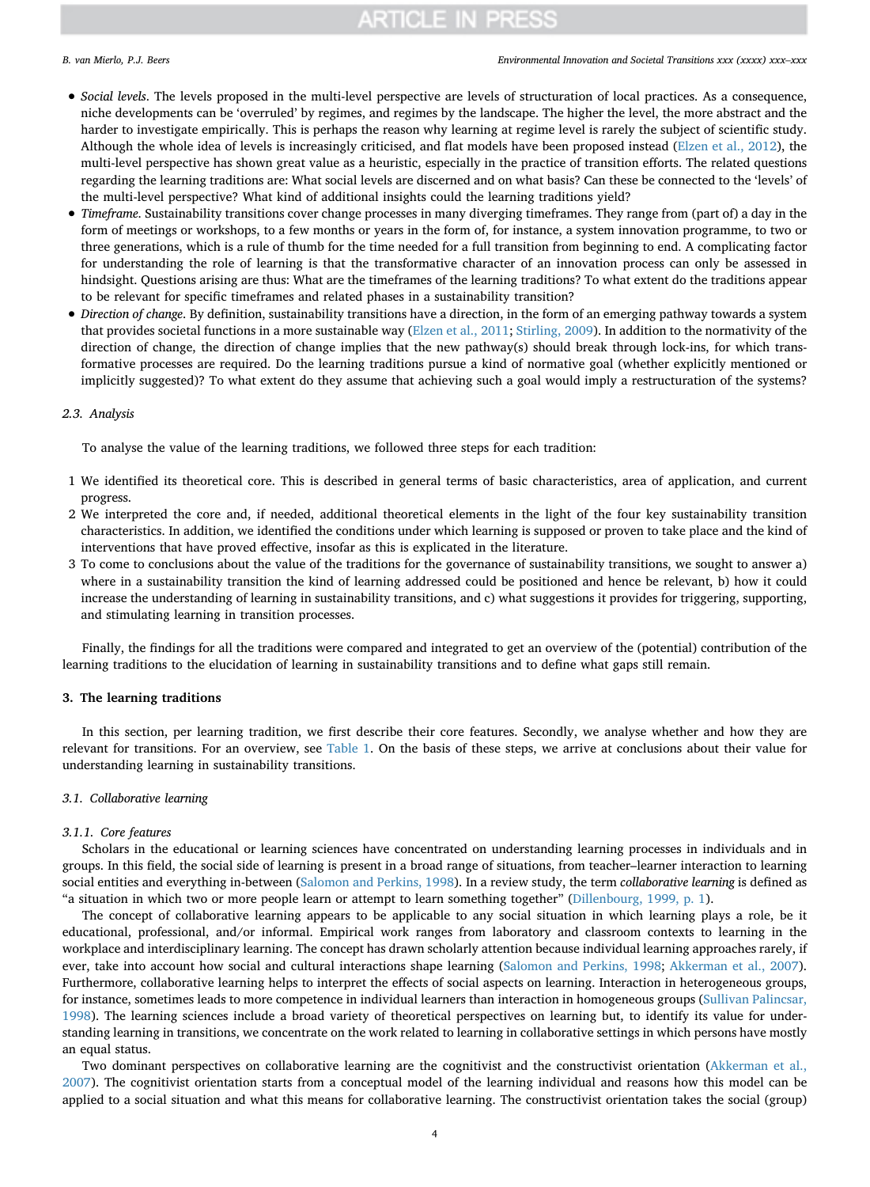- *Social levels*. The levels proposed in the multi-level perspective are levels of structuration of local practices. As a consequence, niche developments can be 'overruled' by regimes, and regimes by the landscape. The higher the level, the more abstract and the harder to investigate empirically. This is perhaps the reason why learning at regime level is rarely the subject of scientific study. Although the whole idea of levels is increasingly criticised, and flat models have been proposed instead (Elzen et al., 2012), the multi-level perspective has shown great value as a heuristic, especially in the practice of transition efforts. The related questions regarding the learning traditions are: What social levels are discerned and on what basis? Can these be connected to the 'levels' of the multi-level perspective? What kind of additional insights could the learning traditions yield?
- *Timeframe*. Sustainability transitions cover change processes in many diverging timeframes. They range from (part of) a day in the form of meetings or workshops, to a few months or years in the form of, for instance, a system innovation programme, to two or three generations, which is a rule of thumb for the time needed for a full transition from beginning to end. A complicating factor for understanding the role of learning is that the transformative character of an innovation process can only be assessed in hindsight. Questions arising are thus: What are the timeframes of the learning traditions? To what extent do the traditions appear to be relevant for specific timeframes and related phases in a sustainability transition?
- *Direction of change*. By definition, sustainability transitions have a direction, in the form of an emerging pathway towards a system that provides societal functions in a more sustainable way (Elzen et al., 2011; Stirling, 2009). In addition to the normativity of the direction of change, the direction of change implies that the new pathway(s) should break through lock-ins, for which transformative processes are required. Do the learning traditions pursue a kind of normative goal (whether explicitly mentioned or implicitly suggested)? To what extent do they assume that achieving such a goal would imply a restructuration of the systems?

### 2.3. Analysis

To analyse the value of the learning traditions, we followed three steps for each tradition:

1 We identified its theoretical core. This is described in general terms of basic characteristics, area of application, and current progress.
2 We interpreted the core and, if needed, additional theoretical elements in the light of the four key sustainability transition characteristics. In addition, we identified the conditions under which learning is supposed or proven to take place and the kind of interventions that have proved effective, insofar as this is explicated in the literature.
3 To come to conclusions about the value of the traditions for the governance of sustainability transitions, we sought to answer a) where in a sustainability transition the kind of learning addressed could be positioned and hence be relevant, b) how it could increase the understanding of learning in sustainability transitions, and c) what suggestions it provides for triggering, supporting, and stimulating learning in transition processes.

Finally, the findings for all the traditions were compared and integrated to get an overview of the (potential) contribution of the learning traditions to the elucidation of learning in sustainability transitions and to define what gaps still remain.

## 3. The learning traditions

In this section, per learning tradition, we first describe their core features. Secondly, we analyse whether and how they are relevant for transitions. For an overview, see Table 1. On the basis of these steps, we arrive at conclusions about their value for understanding learning in sustainability transitions.

### 3.1. Collaborative learning

#### 3.1.1. Core features

Scholars in the educational or learning sciences have concentrated on understanding learning processes in individuals and in groups. In this field, the social side of learning is present in a broad range of situations, from teacher–learner interaction to learning social entities and everything in-between (Salomon and Perkins, 1998). In a review study, the term *collaborative learning* is defined as "a situation in which two or more people learn or attempt to learn something together" (Dillenbourg, 1999, p. 1).

The concept of collaborative learning appears to be applicable to any social situation in which learning plays a role, be it educational, professional, and/or informal. Empirical work ranges from laboratory and classroom contexts to learning in the workplace and interdisciplinary learning. The concept has drawn scholarly attention because individual learning approaches rarely, if ever, take into account how social and cultural interactions shape learning (Salomon and Perkins, 1998; Akkerman et al., 2007). Furthermore, collaborative learning helps to interpret the effects of social aspects on learning. Interaction in heterogeneous groups, for instance, sometimes leads to more competence in individual learners than interaction in homogeneous groups (Sullivan Palincsar, 1998). The learning sciences include a broad variety of theoretical perspectives on learning but, to identify its value for understanding learning in transitions, we concentrate on the work related to learning in collaborative settings in which persons have mostly an equal status.

Two dominant perspectives on collaborative learning are the cognitivist and the constructivist orientation (Akkerman et al., 2007). The cognitivist orientation starts from a conceptual model of the learning individual and reasons how this model can be applied to a social situation and what this means for collaborative learning. The constructivist orientation takes the social (group)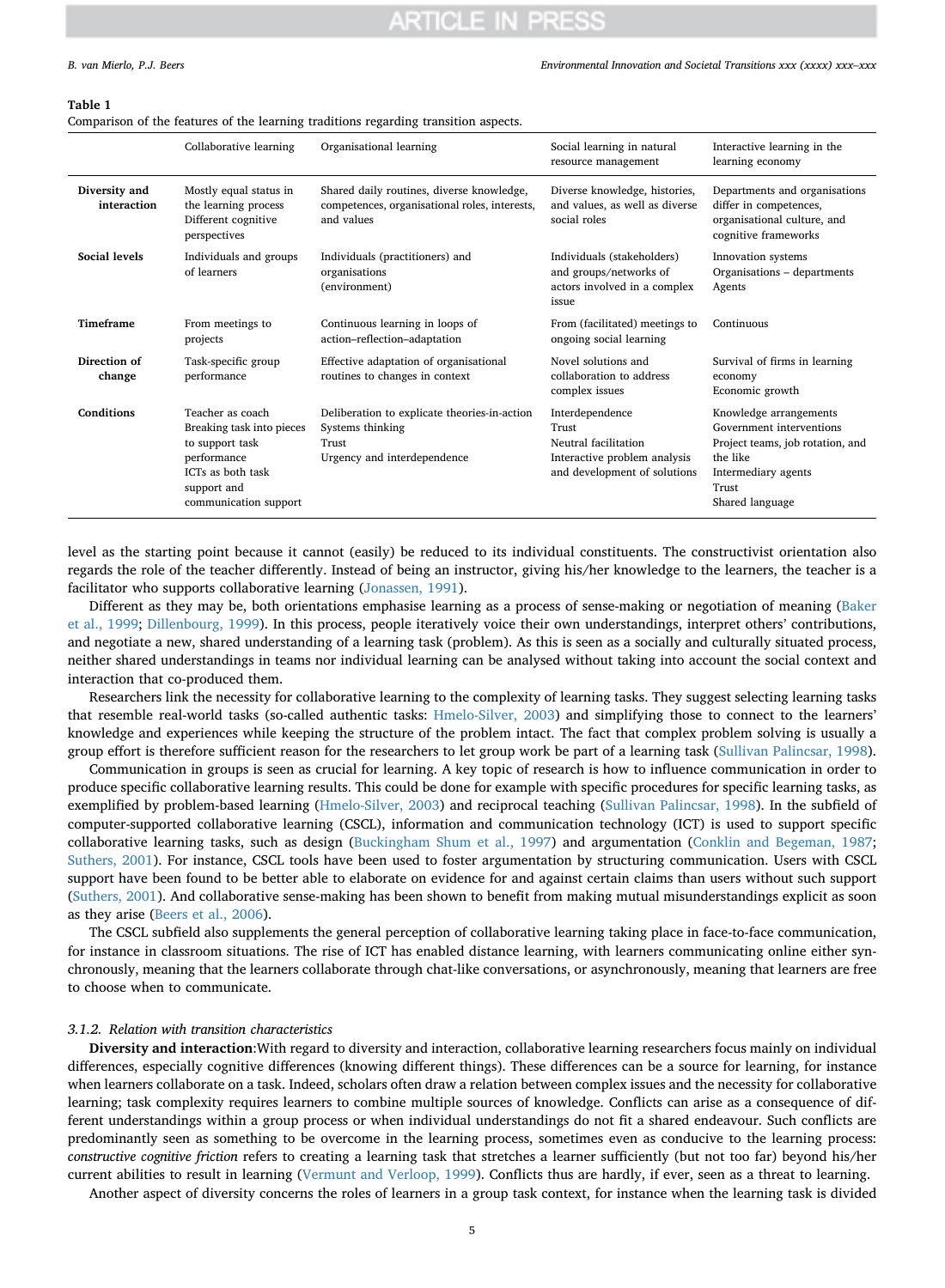**Table 1**
Comparison of the features of the learning traditions regarding transition aspects.

| | Collaborative learning | Organisational learning | Social learning in natural resource management | Interactive learning in the learning economy |
|---|---|---|---|---|
| **Diversity and interaction** | Mostly equal status in the learning process<br>Different cognitive perspectives | Shared daily routines, diverse knowledge, competences, organisational roles, interests, and values | Diverse knowledge, histories, and values, as well as diverse social roles | Departments and organisations differ in competences, organisational culture, and cognitive frameworks |
| **Social levels** | Individuals and groups of learners | Individuals (practitioners) and organisations (environment) | Individuals (stakeholders) and groups/networks of actors involved in a complex issue | Innovation systems<br>Organisations – departments<br>Agents |
| **Timeframe** | From meetings to projects | Continuous learning in loops of action–reflection–adaptation | From (facilitated) meetings to ongoing social learning | Continuous |
| **Direction of change** | Task-specific group performance | Effective adaptation of organisational routines to changes in context | Novel solutions and collaboration to address complex issues | Survival of firms in learning economy<br>Economic growth |
| **Conditions** | Teacher as coach<br>Breaking task into pieces to support task performance<br>ICTs as both task support and communication support | Deliberation to explicate theories-in-action<br>Systems thinking<br>Trust<br>Urgency and interdependence | Interdependence<br>Trust<br>Neutral facilitation<br>Interactive problem analysis and development of solutions | Knowledge arrangements<br>Government interventions<br>Project teams, job rotation, and the like<br>Intermediary agents<br>Trust<br>Shared language |

level as the starting point because it cannot (easily) be reduced to its individual constituents. The constructivist orientation also regards the role of the teacher differently. Instead of being an instructor, giving his/her knowledge to the learners, the teacher is a facilitator who supports collaborative learning (Jonassen, 1991).

Different as they may be, both orientations emphasise learning as a process of sense-making or negotiation of meaning (Baker et al., 1999; Dillenbourg, 1999). In this process, people iteratively voice their own understandings, interpret others' contributions, and negotiate a new, shared understanding of a learning task (problem). As this is seen as a socially and culturally situated process, neither shared understandings in teams nor individual learning can be analysed without taking into account the social context and interaction that co-produced them.

Researchers link the necessity for collaborative learning to the complexity of learning tasks. They suggest selecting learning tasks that resemble real-world tasks (so-called authentic tasks: Hmelo-Silver, 2003) and simplifying those to connect to the learners' knowledge and experiences while keeping the structure of the problem intact. The fact that complex problem solving is usually a group effort is therefore sufficient reason for the researchers to let group work be part of a learning task (Sullivan Palincsar, 1998).

Communication in groups is seen as crucial for learning. A key topic of research is how to influence communication in order to produce specific collaborative learning results. This could be done for example with specific procedures for specific learning tasks, as exemplified by problem-based learning (Hmelo-Silver, 2003) and reciprocal teaching (Sullivan Palincsar, 1998). In the subfield of computer-supported collaborative learning (CSCL), information and communication technology (ICT) is used to support specific collaborative learning tasks, such as design (Buckingham Shum et al., 1997) and argumentation (Conklin and Begeman, 1987; Suthers, 2001). For instance, CSCL tools have been used to foster argumentation by structuring communication. Users with CSCL support have been found to be better able to elaborate on evidence for and against certain claims than users without such support (Suthers, 2001). And collaborative sense-making has been shown to benefit from making mutual misunderstandings explicit as soon as they arise (Beers et al., 2006).

The CSCL subfield also supplements the general perception of collaborative learning taking place in face-to-face communication, for instance in classroom situations. The rise of ICT has enabled distance learning, with learners communicating online either synchronously, meaning that the learners collaborate through chat-like conversations, or asynchronously, meaning that learners are free to choose when to communicate.

#### 3.1.2. Relation with transition characteristics

**Diversity and interaction**:With regard to diversity and interaction, collaborative learning researchers focus mainly on individual differences, especially cognitive differences (knowing different things). These differences can be a source for learning, for instance when learners collaborate on a task. Indeed, scholars often draw a relation between complex issues and the necessity for collaborative learning; task complexity requires learners to combine multiple sources of knowledge. Conflicts can arise as a consequence of different understandings within a group process or when individual understandings do not fit a shared endeavour. Such conflicts are predominantly seen as something to be overcome in the learning process, sometimes even as conducive to the learning process: *constructive cognitive friction* refers to creating a learning task that stretches a learner sufficiently (but not too far) beyond his/her current abilities to result in learning (Vermunt and Verloop, 1999). Conflicts thus are hardly, if ever, seen as a threat to learning.

Another aspect of diversity concerns the roles of learners in a group task context, for instance when the learning task is divided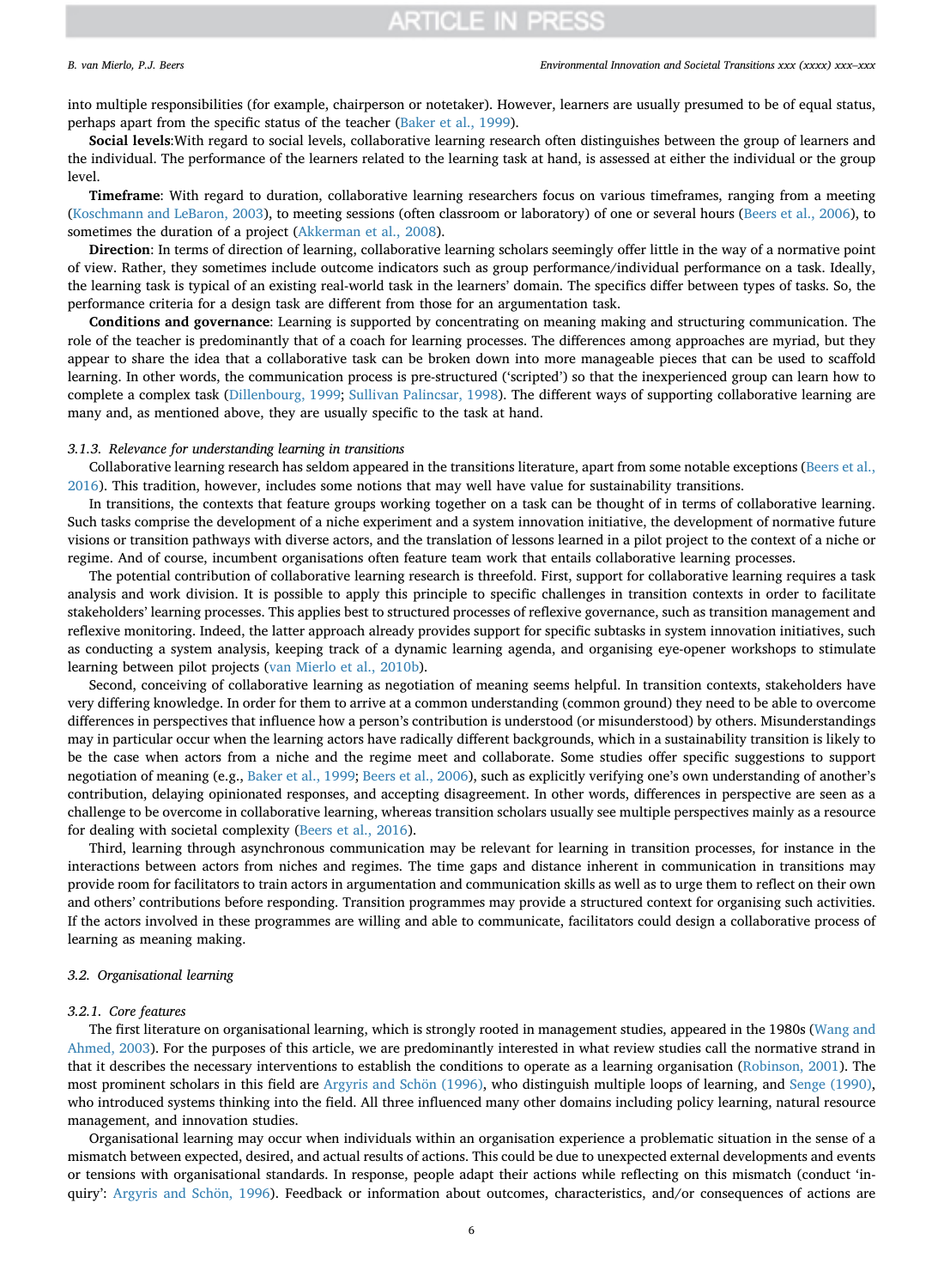into multiple responsibilities (for example, chairperson or notetaker). However, learners are usually presumed to be of equal status, perhaps apart from the specific status of the teacher (Baker et al., 1999).

**Social levels**:With regard to social levels, collaborative learning research often distinguishes between the group of learners and the individual. The performance of the learners related to the learning task at hand, is assessed at either the individual or the group level.

**Timeframe**: With regard to duration, collaborative learning researchers focus on various timeframes, ranging from a meeting (Koschmann and LeBaron, 2003), to meeting sessions (often classroom or laboratory) of one or several hours (Beers et al., 2006), to sometimes the duration of a project (Akkerman et al., 2008).

**Direction**: In terms of direction of learning, collaborative learning scholars seemingly offer little in the way of a normative point of view. Rather, they sometimes include outcome indicators such as group performance/individual performance on a task. Ideally, the learning task is typical of an existing real-world task in the learners' domain. The specifics differ between types of tasks. So, the performance criteria for a design task are different from those for an argumentation task.

**Conditions and governance**: Learning is supported by concentrating on meaning making and structuring communication. The role of the teacher is predominantly that of a coach for learning processes. The differences among approaches are myriad, but they appear to share the idea that a collaborative task can be broken down into more manageable pieces that can be used to scaffold learning. In other words, the communication process is pre-structured ('scripted') so that the inexperienced group can learn how to complete a complex task (Dillenbourg, 1999; Sullivan Palincsar, 1998). The different ways of supporting collaborative learning are many and, as mentioned above, they are usually specific to the task at hand.

#### 3.1.3. Relevance for understanding learning in transitions

Collaborative learning research has seldom appeared in the transitions literature, apart from some notable exceptions (Beers et al., 2016). This tradition, however, includes some notions that may well have value for sustainability transitions.

In transitions, the contexts that feature groups working together on a task can be thought of in terms of collaborative learning. Such tasks comprise the development of a niche experiment and a system innovation initiative, the development of normative future visions or transition pathways with diverse actors, and the translation of lessons learned in a pilot project to the context of a niche or regime. And of course, incumbent organisations often feature team work that entails collaborative learning processes.

The potential contribution of collaborative learning research is threefold. First, support for collaborative learning requires a task analysis and work division. It is possible to apply this principle to specific challenges in transition contexts in order to facilitate stakeholders' learning processes. This applies best to structured processes of reflexive governance, such as transition management and reflexive monitoring. Indeed, the latter approach already provides support for specific subtasks in system innovation initiatives, such as conducting a system analysis, keeping track of a dynamic learning agenda, and organising eye-opener workshops to stimulate learning between pilot projects (van Mierlo et al., 2010b).

Second, conceiving of collaborative learning as negotiation of meaning seems helpful. In transition contexts, stakeholders have very differing knowledge. In order for them to arrive at a common understanding (common ground) they need to be able to overcome differences in perspectives that influence how a person's contribution is understood (or misunderstood) by others. Misunderstandings may in particular occur when the learning actors have radically different backgrounds, which in a sustainability transition is likely to be the case when actors from a niche and the regime meet and collaborate. Some studies offer specific suggestions to support negotiation of meaning (e.g., Baker et al., 1999; Beers et al., 2006), such as explicitly verifying one's own understanding of another's contribution, delaying opinionated responses, and accepting disagreement. In other words, differences in perspective are seen as a challenge to be overcome in collaborative learning, whereas transition scholars usually see multiple perspectives mainly as a resource for dealing with societal complexity (Beers et al., 2016).

Third, learning through asynchronous communication may be relevant for learning in transition processes, for instance in the interactions between actors from niches and regimes. The time gaps and distance inherent in communication in transitions may provide room for facilitators to train actors in argumentation and communication skills as well as to urge them to reflect on their own and others' contributions before responding. Transition programmes may provide a structured context for organising such activities. If the actors involved in these programmes are willing and able to communicate, facilitators could design a collaborative process of learning as meaning making.

### 3.2. Organisational learning

#### 3.2.1. Core features

The first literature on organisational learning, which is strongly rooted in management studies, appeared in the 1980s (Wang and Ahmed, 2003). For the purposes of this article, we are predominantly interested in what review studies call the normative strand in that it describes the necessary interventions to establish the conditions to operate as a learning organisation (Robinson, 2001). The most prominent scholars in this field are Argyris and Schön (1996), who distinguish multiple loops of learning, and Senge (1990), who introduced systems thinking into the field. All three influenced many other domains including policy learning, natural resource management, and innovation studies.

Organisational learning may occur when individuals within an organisation experience a problematic situation in the sense of a mismatch between expected, desired, and actual results of actions. This could be due to unexpected external developments and events or tensions with organisational standards. In response, people adapt their actions while reflecting on this mismatch (conduct 'inquiry': Argyris and Schön, 1996). Feedback or information about outcomes, characteristics, and/or consequences of actions are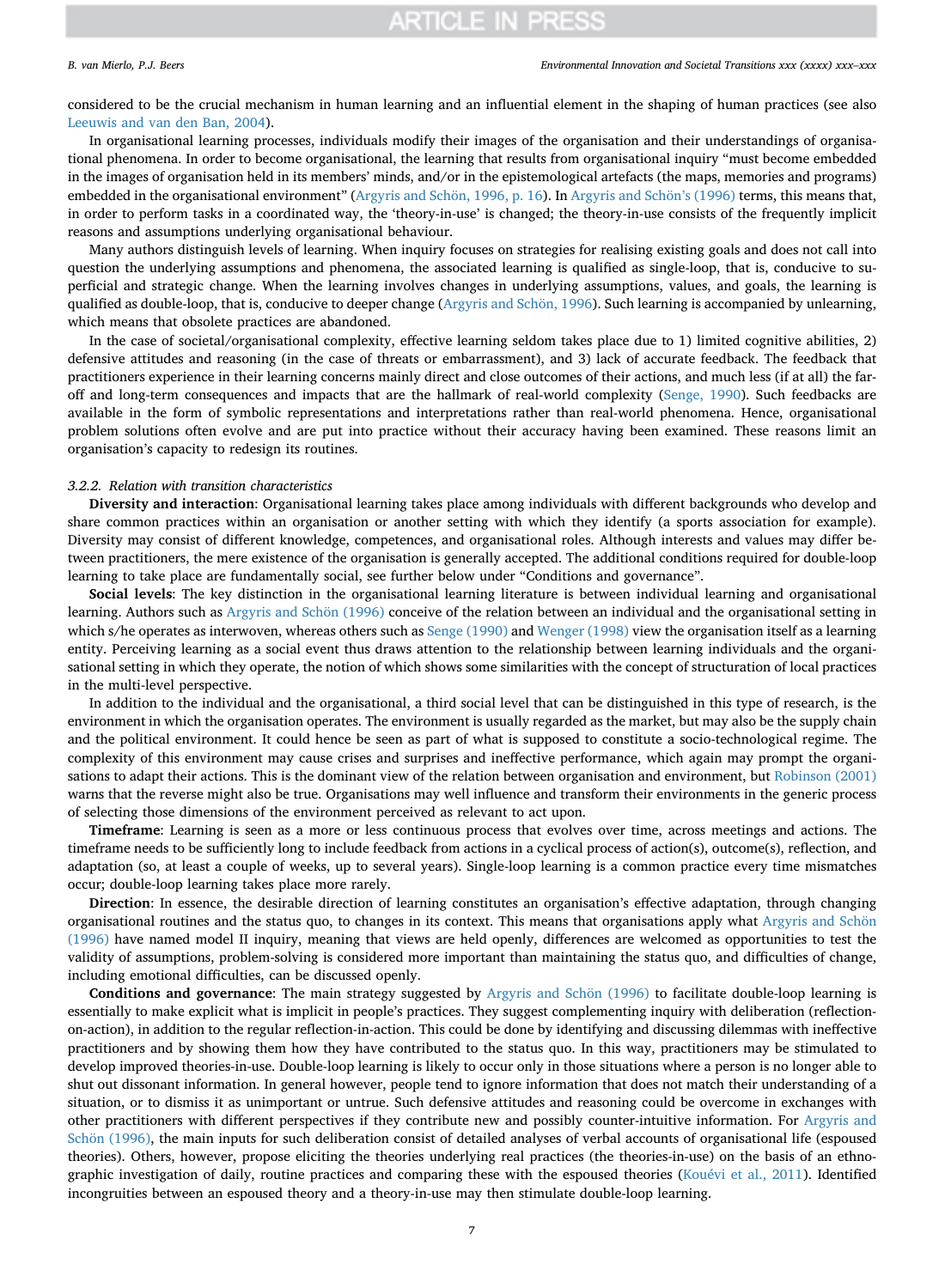considered to be the crucial mechanism in human learning and an influential element in the shaping of human practices (see also Leeuwis and van den Ban, 2004).

In organisational learning processes, individuals modify their images of the organisation and their understandings of organisational phenomena. In order to become organisational, the learning that results from organisational inquiry "must become embedded in the images of organisation held in its members' minds, and/or in the epistemological artefacts (the maps, memories and programs) embedded in the organisational environment" (Argyris and Schön, 1996, p. 16). In Argyris and Schön's (1996) terms, this means that, in order to perform tasks in a coordinated way, the 'theory-in-use' is changed; the theory-in-use consists of the frequently implicit reasons and assumptions underlying organisational behaviour.

Many authors distinguish levels of learning. When inquiry focuses on strategies for realising existing goals and does not call into question the underlying assumptions and phenomena, the associated learning is qualified as single-loop, that is, conducive to superficial and strategic change. When the learning involves changes in underlying assumptions, values, and goals, the learning is qualified as double-loop, that is, conducive to deeper change (Argyris and Schön, 1996). Such learning is accompanied by unlearning, which means that obsolete practices are abandoned.

In the case of societal/organisational complexity, effective learning seldom takes place due to 1) limited cognitive abilities, 2) defensive attitudes and reasoning (in the case of threats or embarrassment), and 3) lack of accurate feedback. The feedback that practitioners experience in their learning concerns mainly direct and close outcomes of their actions, and much less (if at all) the far-off and long-term consequences and impacts that are the hallmark of real-world complexity (Senge, 1990). Such feedbacks are available in the form of symbolic representations and interpretations rather than real-world phenomena. Hence, organisational problem solutions often evolve and are put into practice without their accuracy having been examined. These reasons limit an organisation's capacity to redesign its routines.

#### *3.2.2. Relation with transition characteristics*

**Diversity and interaction**: Organisational learning takes place among individuals with different backgrounds who develop and share common practices within an organisation or another setting with which they identify (a sports association for example). Diversity may consist of different knowledge, competences, and organisational roles. Although interests and values may differ between practitioners, the mere existence of the organisation is generally accepted. The additional conditions required for double-loop learning to take place are fundamentally social, see further below under "Conditions and governance".

**Social levels**: The key distinction in the organisational learning literature is between individual learning and organisational learning. Authors such as Argyris and Schön (1996) conceive of the relation between an individual and the organisational setting in which s/he operates as interwoven, whereas others such as Senge (1990) and Wenger (1998) view the organisation itself as a learning entity. Perceiving learning as a social event thus draws attention to the relationship between learning individuals and the organisational setting in which they operate, the notion of which shows some similarities with the concept of structuration of local practices in the multi-level perspective.

In addition to the individual and the organisational, a third social level that can be distinguished in this type of research, is the environment in which the organisation operates. The environment is usually regarded as the market, but may also be the supply chain and the political environment. It could hence be seen as part of what is supposed to constitute a socio-technological regime. The complexity of this environment may cause crises and surprises and ineffective performance, which again may prompt the organisations to adapt their actions. This is the dominant view of the relation between organisation and environment, but Robinson (2001) warns that the reverse might also be true. Organisations may well influence and transform their environments in the generic process of selecting those dimensions of the environment perceived as relevant to act upon.

**Timeframe**: Learning is seen as a more or less continuous process that evolves over time, across meetings and actions. The timeframe needs to be sufficiently long to include feedback from actions in a cyclical process of action(s), outcome(s), reflection, and adaptation (so, at least a couple of weeks, up to several years). Single-loop learning is a common practice every time mismatches occur; double-loop learning takes place more rarely.

**Direction**: In essence, the desirable direction of learning constitutes an organisation's effective adaptation, through changing organisational routines and the status quo, to changes in its context. This means that organisations apply what Argyris and Schön (1996) have named model II inquiry, meaning that views are held openly, differences are welcomed as opportunities to test the validity of assumptions, problem-solving is considered more important than maintaining the status quo, and difficulties of change, including emotional difficulties, can be discussed openly.

**Conditions and governance**: The main strategy suggested by Argyris and Schön (1996) to facilitate double-loop learning is essentially to make explicit what is implicit in people's practices. They suggest complementing inquiry with deliberation (reflection-on-action), in addition to the regular reflection-in-action. This could be done by identifying and discussing dilemmas with ineffective practitioners and by showing them how they have contributed to the status quo. In this way, practitioners may be stimulated to develop improved theories-in-use. Double-loop learning is likely to occur only in those situations where a person is no longer able to shut out dissonant information. In general however, people tend to ignore information that does not match their understanding of a situation, or to dismiss it as unimportant or untrue. Such defensive attitudes and reasoning could be overcome in exchanges with other practitioners with different perspectives if they contribute new and possibly counter-intuitive information. For Argyris and Schön (1996), the main inputs for such deliberation consist of detailed analyses of verbal accounts of organisational life (espoused theories). Others, however, propose eliciting the theories underlying real practices (the theories-in-use) on the basis of an ethnographic investigation of daily, routine practices and comparing these with the espoused theories (Kouévi et al., 2011). Identified incongruities between an espoused theory and a theory-in-use may then stimulate double-loop learning.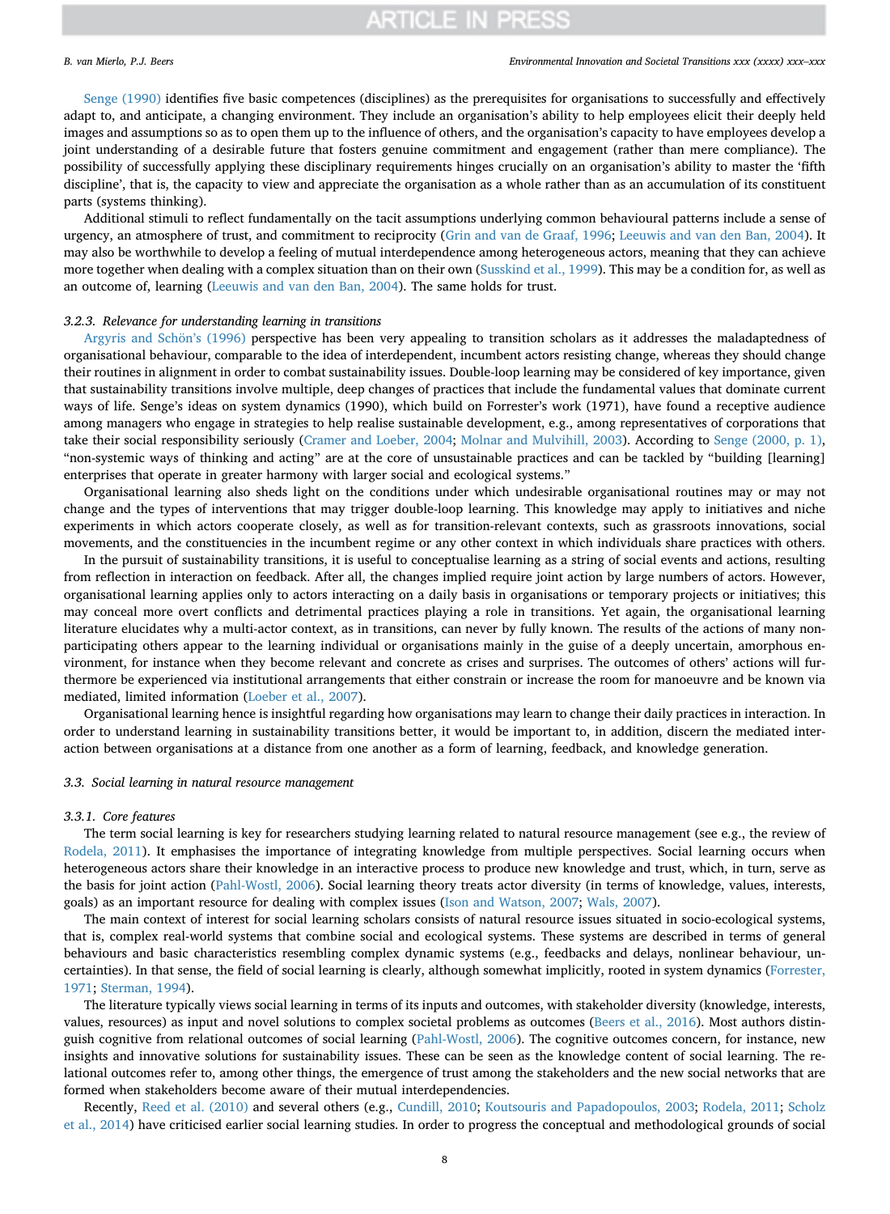Senge (1990) identifies five basic competences (disciplines) as the prerequisites for organisations to successfully and effectively adapt to, and anticipate, a changing environment. They include an organisation's ability to help employees elicit their deeply held images and assumptions so as to open them up to the influence of others, and the organisation's capacity to have employees develop a joint understanding of a desirable future that fosters genuine commitment and engagement (rather than mere compliance). The possibility of successfully applying these disciplinary requirements hinges crucially on an organisation's ability to master the 'fifth discipline', that is, the capacity to view and appreciate the organisation as a whole rather than as an accumulation of its constituent parts (systems thinking).

Additional stimuli to reflect fundamentally on the tacit assumptions underlying common behavioural patterns include a sense of urgency, an atmosphere of trust, and commitment to reciprocity (Grin and van de Graaf, 1996; Leeuwis and van den Ban, 2004). It may also be worthwhile to develop a feeling of mutual interdependence among heterogeneous actors, meaning that they can achieve more together when dealing with a complex situation than on their own (Susskind et al., 1999). This may be a condition for, as well as an outcome of, learning (Leeuwis and van den Ban, 2004). The same holds for trust.

#### 3.2.3. Relevance for understanding learning in transitions

Argyris and Schön's (1996) perspective has been very appealing to transition scholars as it addresses the maladaptedness of organisational behaviour, comparable to the idea of interdependent, incumbent actors resisting change, whereas they should change their routines in alignment in order to combat sustainability issues. Double-loop learning may be considered of key importance, given that sustainability transitions involve multiple, deep changes of practices that include the fundamental values that dominate current ways of life. Senge's ideas on system dynamics (1990), which build on Forrester's work (1971), have found a receptive audience among managers who engage in strategies to help realise sustainable development, e.g., among representatives of corporations that take their social responsibility seriously (Cramer and Loeber, 2004; Molnar and Mulvihill, 2003). According to Senge (2000, p. 1), "non-systemic ways of thinking and acting" are at the core of unsustainable practices and can be tackled by "building [learning] enterprises that operate in greater harmony with larger social and ecological systems."

Organisational learning also sheds light on the conditions under which undesirable organisational routines may or may not change and the types of interventions that may trigger double-loop learning. This knowledge may apply to initiatives and niche experiments in which actors cooperate closely, as well as for transition-relevant contexts, such as grassroots innovations, social movements, and the constituencies in the incumbent regime or any other context in which individuals share practices with others.

In the pursuit of sustainability transitions, it is useful to conceptualise learning as a string of social events and actions, resulting from reflection in interaction on feedback. After all, the changes implied require joint action by large numbers of actors. However, organisational learning applies only to actors interacting on a daily basis in organisations or temporary projects or initiatives; this may conceal more overt conflicts and detrimental practices playing a role in transitions. Yet again, the organisational learning literature elucidates why a multi-actor context, as in transitions, can never by fully known. The results of the actions of many non-participating others appear to the learning individual or organisations mainly in the guise of a deeply uncertain, amorphous environment, for instance when they become relevant and concrete as crises and surprises. The outcomes of others' actions will furthermore be experienced via institutional arrangements that either constrain or increase the room for manoeuvre and be known via mediated, limited information (Loeber et al., 2007).

Organisational learning hence is insightful regarding how organisations may learn to change their daily practices in interaction. In order to understand learning in sustainability transitions better, it would be important to, in addition, discern the mediated interaction between organisations at a distance from one another as a form of learning, feedback, and knowledge generation.

### 3.3. Social learning in natural resource management

#### 3.3.1. Core features

The term social learning is key for researchers studying learning related to natural resource management (see e.g., the review of Rodela, 2011). It emphasises the importance of integrating knowledge from multiple perspectives. Social learning occurs when heterogeneous actors share their knowledge in an interactive process to produce new knowledge and trust, which, in turn, serve as the basis for joint action (Pahl-Wostl, 2006). Social learning theory treats actor diversity (in terms of knowledge, values, interests, goals) as an important resource for dealing with complex issues (Ison and Watson, 2007; Wals, 2007).

The main context of interest for social learning scholars consists of natural resource issues situated in socio-ecological systems, that is, complex real-world systems that combine social and ecological systems. These systems are described in terms of general behaviours and basic characteristics resembling complex dynamic systems (e.g., feedbacks and delays, nonlinear behaviour, uncertainties). In that sense, the field of social learning is clearly, although somewhat implicitly, rooted in system dynamics (Forrester, 1971; Sterman, 1994).

The literature typically views social learning in terms of its inputs and outcomes, with stakeholder diversity (knowledge, interests, values, resources) as input and novel solutions to complex societal problems as outcomes (Beers et al., 2016). Most authors distinguish cognitive from relational outcomes of social learning (Pahl-Wostl, 2006). The cognitive outcomes concern, for instance, new insights and innovative solutions for sustainability issues. These can be seen as the knowledge content of social learning. The relational outcomes refer to, among other things, the emergence of trust among the stakeholders and the new social networks that are formed when stakeholders become aware of their mutual interdependencies.

Recently, Reed et al. (2010) and several others (e.g., Cundill, 2010; Koutsouris and Papadopoulos, 2003; Rodela, 2011; Scholz et al., 2014) have criticised earlier social learning studies. In order to progress the conceptual and methodological grounds of social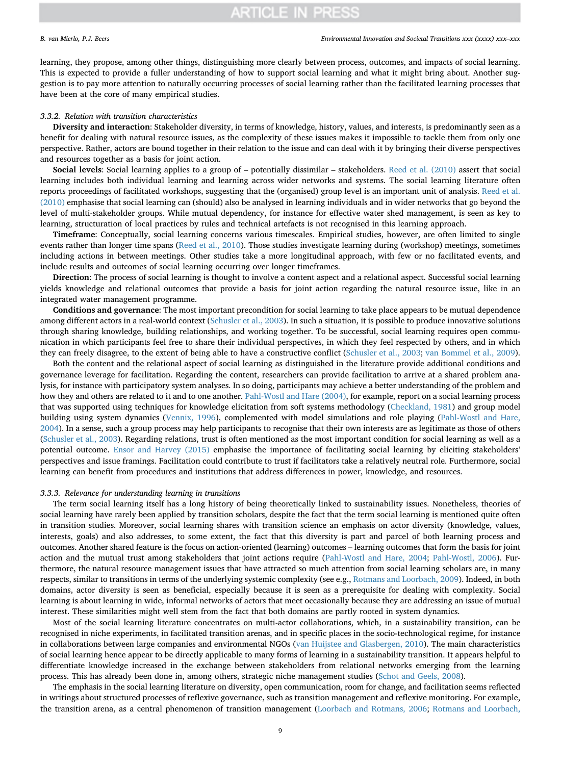learning, they propose, among other things, distinguishing more clearly between process, outcomes, and impacts of social learning. This is expected to provide a fuller understanding of how to support social learning and what it might bring about. Another suggestion is to pay more attention to naturally occurring processes of social learning rather than the facilitated learning processes that have been at the core of many empirical studies.

#### 3.3.2. Relation with transition characteristics

**Diversity and interaction**: Stakeholder diversity, in terms of knowledge, history, values, and interests, is predominantly seen as a benefit for dealing with natural resource issues, as the complexity of these issues makes it impossible to tackle them from only one perspective. Rather, actors are bound together in their relation to the issue and can deal with it by bringing their diverse perspectives and resources together as a basis for joint action.

**Social levels**: Social learning applies to a group of – potentially dissimilar – stakeholders. Reed et al. (2010) assert that social learning includes both individual learning and learning across wider networks and systems. The social learning literature often reports proceedings of facilitated workshops, suggesting that the (organised) group level is an important unit of analysis. Reed et al. (2010) emphasise that social learning can (should) also be analysed in learning individuals and in wider networks that go beyond the level of multi-stakeholder groups. While mutual dependency, for instance for effective water shed management, is seen as key to learning, structuration of local practices by rules and technical artefacts is not recognised in this learning approach.

**Timeframe**: Conceptually, social learning concerns various timescales. Empirical studies, however, are often limited to single events rather than longer time spans (Reed et al., 2010). Those studies investigate learning during (workshop) meetings, sometimes including actions in between meetings. Other studies take a more longitudinal approach, with few or no facilitated events, and include results and outcomes of social learning occurring over longer timeframes.

**Direction**: The process of social learning is thought to involve a content aspect and a relational aspect. Successful social learning yields knowledge and relational outcomes that provide a basis for joint action regarding the natural resource issue, like in an integrated water management programme.

**Conditions and governance**: The most important precondition for social learning to take place appears to be mutual dependence among different actors in a real-world context (Schusler et al., 2003). In such a situation, it is possible to produce innovative solutions through sharing knowledge, building relationships, and working together. To be successful, social learning requires open communication in which participants feel free to share their individual perspectives, in which they feel respected by others, and in which they can freely disagree, to the extent of being able to have a constructive conflict (Schusler et al., 2003; van Bommel et al., 2009).

Both the content and the relational aspect of social learning as distinguished in the literature provide additional conditions and governance leverage for facilitation. Regarding the content, researchers can provide facilitation to arrive at a shared problem analysis, for instance with participatory system analyses. In so doing, participants may achieve a better understanding of the problem and how they and others are related to it and to one another. Pahl-Wostl and Hare (2004), for example, report on a social learning process that was supported using techniques for knowledge elicitation from soft systems methodology (Checkland, 1981) and group model building using system dynamics (Vennix, 1996), complemented with model simulations and role playing (Pahl-Wostl and Hare, 2004). In a sense, such a group process may help participants to recognise that their own interests are as legitimate as those of others (Schusler et al., 2003). Regarding relations, trust is often mentioned as the most important condition for social learning as well as a potential outcome. Ensor and Harvey (2015) emphasise the importance of facilitating social learning by eliciting stakeholders' perspectives and issue framings. Facilitation could contribute to trust if facilitators take a relatively neutral role. Furthermore, social learning can benefit from procedures and institutions that address differences in power, knowledge, and resources.

#### 3.3.3. Relevance for understanding learning in transitions

The term social learning itself has a long history of being theoretically linked to sustainability issues. Nonetheless, theories of social learning have rarely been applied by transition scholars, despite the fact that the term social learning is mentioned quite often in transition studies. Moreover, social learning shares with transition science an emphasis on actor diversity (knowledge, values, interests, goals) and also addresses, to some extent, the fact that this diversity is part and parcel of both learning process and outcomes. Another shared feature is the focus on action-oriented (learning) outcomes – learning outcomes that form the basis for joint action and the mutual trust among stakeholders that joint actions require (Pahl-Wostl and Hare, 2004; Pahl-Wostl, 2006). Furthermore, the natural resource management issues that have attracted so much attention from social learning scholars are, in many respects, similar to transitions in terms of the underlying systemic complexity (see e.g., Rotmans and Loorbach, 2009). Indeed, in both domains, actor diversity is seen as beneficial, especially because it is seen as a prerequisite for dealing with complexity. Social learning is about learning in wide, informal networks of actors that meet occasionally because they are addressing an issue of mutual interest. These similarities might well stem from the fact that both domains are partly rooted in system dynamics.

Most of the social learning literature concentrates on multi-actor collaborations, which, in a sustainability transition, can be recognised in niche experiments, in facilitated transition arenas, and in specific places in the socio-technological regime, for instance in collaborations between large companies and environmental NGOs (van Huijstee and Glasbergen, 2010). The main characteristics of social learning hence appear to be directly applicable to many forms of learning in a sustainability transition. It appears helpful to differentiate knowledge increased in the exchange between stakeholders from relational networks emerging from the learning process. This has already been done in, among others, strategic niche management studies (Schot and Geels, 2008).

The emphasis in the social learning literature on diversity, open communication, room for change, and facilitation seems reflected in writings about structured processes of reflexive governance, such as transition management and reflexive monitoring. For example, the transition arena, as a central phenomenon of transition management (Loorbach and Rotmans, 2006; Rotmans and Loorbach,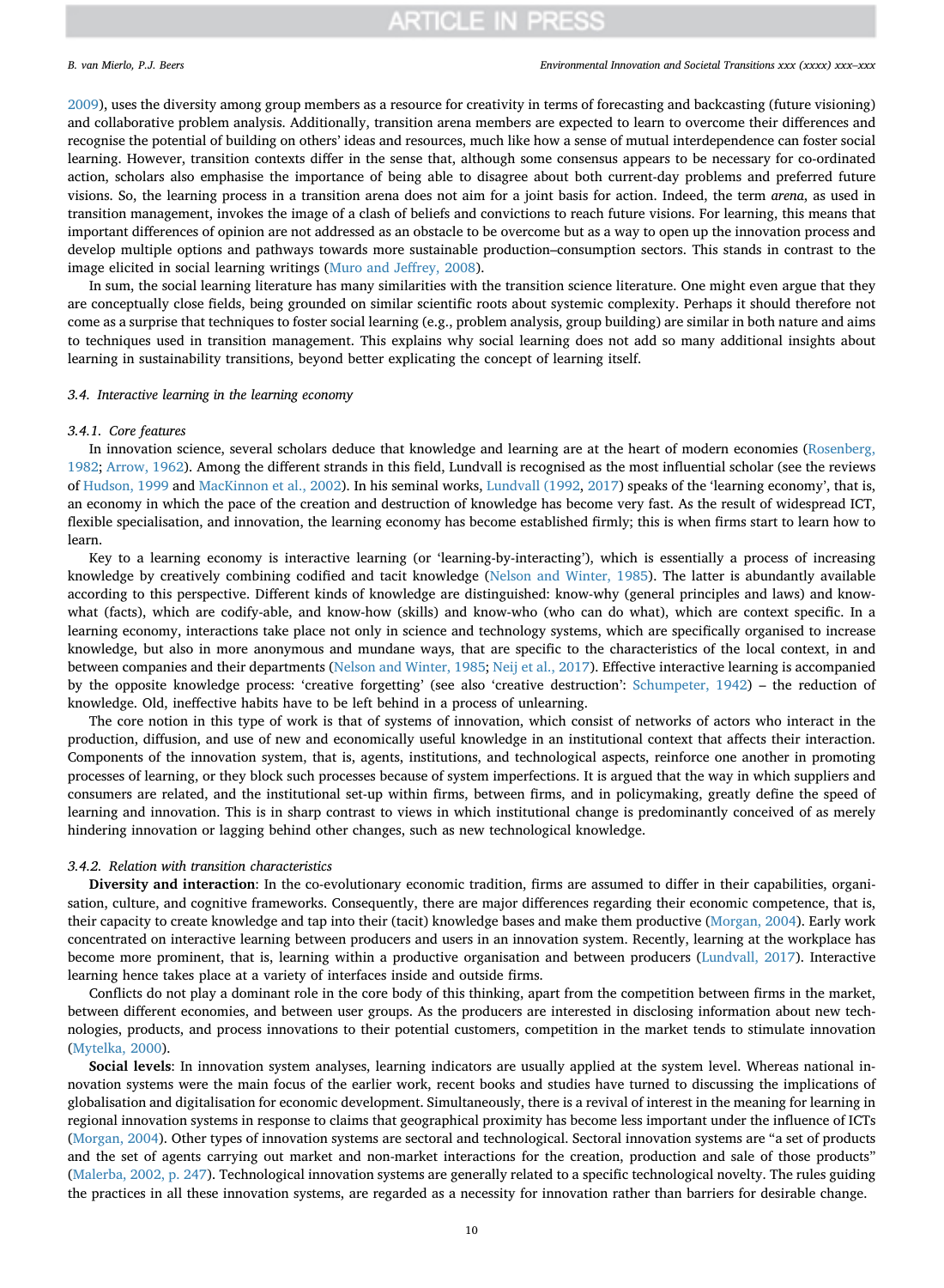2009), uses the diversity among group members as a resource for creativity in terms of forecasting and backcasting (future visioning) and collaborative problem analysis. Additionally, transition arena members are expected to learn to overcome their differences and recognise the potential of building on others' ideas and resources, much like how a sense of mutual interdependence can foster social learning. However, transition contexts differ in the sense that, although some consensus appears to be necessary for co-ordinated action, scholars also emphasise the importance of being able to disagree about both current-day problems and preferred future visions. So, the learning process in a transition arena does not aim for a joint basis for action. Indeed, the term *arena*, as used in transition management, invokes the image of a clash of beliefs and convictions to reach future visions. For learning, this means that important differences of opinion are not addressed as an obstacle to be overcome but as a way to open up the innovation process and develop multiple options and pathways towards more sustainable production–consumption sectors. This stands in contrast to the image elicited in social learning writings (Muro and Jeffrey, 2008).

In sum, the social learning literature has many similarities with the transition science literature. One might even argue that they are conceptually close fields, being grounded on similar scientific roots about systemic complexity. Perhaps it should therefore not come as a surprise that techniques to foster social learning (e.g., problem analysis, group building) are similar in both nature and aims to techniques used in transition management. This explains why social learning does not add so many additional insights about learning in sustainability transitions, beyond better explicating the concept of learning itself.

### 3.4. Interactive learning in the learning economy

#### 3.4.1. Core features

In innovation science, several scholars deduce that knowledge and learning are at the heart of modern economies (Rosenberg, 1982; Arrow, 1962). Among the different strands in this field, Lundvall is recognised as the most influential scholar (see the reviews of Hudson, 1999 and MacKinnon et al., 2002). In his seminal works, Lundvall (1992, 2017) speaks of the 'learning economy', that is, an economy in which the pace of the creation and destruction of knowledge has become very fast. As the result of widespread ICT, flexible specialisation, and innovation, the learning economy has become established firmly; this is when firms start to learn how to learn.

Key to a learning economy is interactive learning (or 'learning-by-interacting'), which is essentially a process of increasing knowledge by creatively combining codified and tacit knowledge (Nelson and Winter, 1985). The latter is abundantly available according to this perspective. Different kinds of knowledge are distinguished: know-why (general principles and laws) and know-what (facts), which are codify-able, and know-how (skills) and know-who (who can do what), which are context specific. In a learning economy, interactions take place not only in science and technology systems, which are specifically organised to increase knowledge, but also in more anonymous and mundane ways, that are specific to the characteristics of the local context, in and between companies and their departments (Nelson and Winter, 1985; Neij et al., 2017). Effective interactive learning is accompanied by the opposite knowledge process: 'creative forgetting' (see also 'creative destruction': Schumpeter, 1942) – the reduction of knowledge. Old, ineffective habits have to be left behind in a process of unlearning.

The core notion in this type of work is that of systems of innovation, which consist of networks of actors who interact in the production, diffusion, and use of new and economically useful knowledge in an institutional context that affects their interaction. Components of the innovation system, that is, agents, institutions, and technological aspects, reinforce one another in promoting processes of learning, or they block such processes because of system imperfections. It is argued that the way in which suppliers and consumers are related, and the institutional set-up within firms, between firms, and in policymaking, greatly define the speed of learning and innovation. This is in sharp contrast to views in which institutional change is predominantly conceived of as merely hindering innovation or lagging behind other changes, such as new technological knowledge.

#### 3.4.2. Relation with transition characteristics

**Diversity and interaction**: In the co-evolutionary economic tradition, firms are assumed to differ in their capabilities, organisation, culture, and cognitive frameworks. Consequently, there are major differences regarding their economic competence, that is, their capacity to create knowledge and tap into their (tacit) knowledge bases and make them productive (Morgan, 2004). Early work concentrated on interactive learning between producers and users in an innovation system. Recently, learning at the workplace has become more prominent, that is, learning within a productive organisation and between producers (Lundvall, 2017). Interactive learning hence takes place at a variety of interfaces inside and outside firms.

Conflicts do not play a dominant role in the core body of this thinking, apart from the competition between firms in the market, between different economies, and between user groups. As the producers are interested in disclosing information about new technologies, products, and process innovations to their potential customers, competition in the market tends to stimulate innovation (Mytelka, 2000).

**Social levels**: In innovation system analyses, learning indicators are usually applied at the system level. Whereas national innovation systems were the main focus of the earlier work, recent books and studies have turned to discussing the implications of globalisation and digitalisation for economic development. Simultaneously, there is a revival of interest in the meaning for learning in regional innovation systems in response to claims that geographical proximity has become less important under the influence of ICTs (Morgan, 2004). Other types of innovation systems are sectoral and technological. Sectoral innovation systems are "a set of products and the set of agents carrying out market and non-market interactions for the creation, production and sale of those products" (Malerba, 2002, p. 247). Technological innovation systems are generally related to a specific technological novelty. The rules guiding the practices in all these innovation systems, are regarded as a necessity for innovation rather than barriers for desirable change.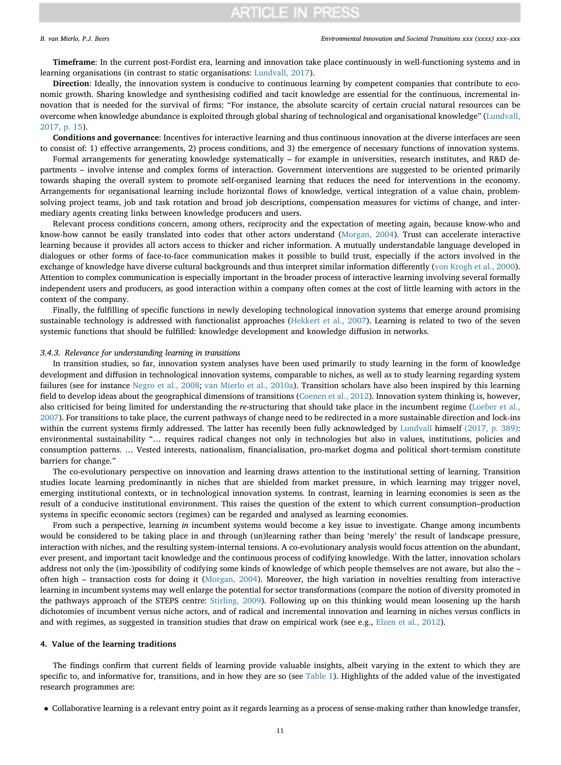**Timeframe**: In the current post-Fordist era, learning and innovation take place continuously in well-functioning systems and in learning organisations (in contrast to static organisations: Lundvall, 2017).

**Direction**: Ideally, the innovation system is conducive to continuous learning by competent companies that contribute to economic growth. Sharing knowledge and synthesising codified and tacit knowledge are essential for the continuous, incremental innovation that is needed for the survival of firms: "For instance, the absolute scarcity of certain crucial natural resources can be overcome when knowledge abundance is exploited through global sharing of technological and organisational knowledge" (Lundvall, 2017, p. 15).

**Conditions and governance**: Incentives for interactive learning and thus continuous innovation at the diverse interfaces are seen to consist of: 1) effective arrangements, 2) process conditions, and 3) the emergence of necessary functions of innovation systems.

Formal arrangements for generating knowledge systematically – for example in universities, research institutes, and R&D departments – involve intense and complex forms of interaction. Government interventions are suggested to be oriented primarily towards shaping the overall system to promote self-organised learning that reduces the need for interventions in the economy. Arrangements for organisational learning include horizontal flows of knowledge, vertical integration of a value chain, problem-solving project teams, job and task rotation and broad job descriptions, compensation measures for victims of change, and intermediary agents creating links between knowledge producers and users.

Relevant process conditions concern, among others, reciprocity and the expectation of meeting again, because know-who and know-how cannot be easily translated into codes that other actors understand (Morgan, 2004). Trust can accelerate interactive learning because it provides all actors access to thicker and richer information. A mutually understandable language developed in dialogues or other forms of face-to-face communication makes it possible to build trust, especially if the actors involved in the exchange of knowledge have diverse cultural backgrounds and thus interpret similar information differently (von Krogh et al., 2000). Attention to complex communication is especially important in the broader process of interactive learning involving several formally independent users and producers, as good interaction within a company often comes at the cost of little learning with actors in the context of the company.

Finally, the fulfilling of specific functions in newly developing technological innovation systems that emerge around promising sustainable technology is addressed with functionalist approaches (Hekkert et al., 2007). Learning is related to two of the seven systemic functions that should be fulfilled: knowledge development and knowledge diffusion in networks.

### 3.4.3. Relevance for understanding learning in transitions

In transition studies, so far, innovation system analyses have been used primarily to study learning in the form of knowledge development and diffusion in technological innovation systems, comparable to niches, as well as to study learning regarding system failures (see for instance Negro et al., 2008; van Mierlo et al., 2010a). Transition scholars have also been inspired by this learning field to develop ideas about the geographical dimensions of transitions (Coenen et al., 2012). Innovation system thinking is, however, also criticised for being limited for understanding the *re*-structuring that should take place in the incumbent regime (Loeber et al., 2007). For transitions to take place, the current pathways of change need to be redirected in a more sustainable direction and lock-ins within the current systems firmly addressed. The latter has recently been fully acknowledged by Lundvall himself (2017, p. 389): environmental sustainability "… requires radical changes not only in technologies but also in values, institutions, policies and consumption patterns. … Vested interests, nationalism, financialisation, pro-market dogma and political short-termism constitute barriers for change."

The co-evolutionary perspective on innovation and learning draws attention to the institutional setting of learning. Transition studies locate learning predominantly in niches that are shielded from market pressure, in which learning may trigger novel, emerging institutional contexts, or in technological innovation systems. In contrast, learning in learning economies is seen as the result of a conducive institutional environment. This raises the question of the extent to which current consumption–production systems in specific economic sectors (regimes) can be regarded and analysed as learning economies.

From such a perspective, learning *in* incumbent systems would become a key issue to investigate. Change among incumbents would be considered to be taking place in and through (un)learning rather than being 'merely' the result of landscape pressure, interaction with niches, and the resulting system-internal tensions. A co-evolutionary analysis would focus attention on the abundant, ever present, and important tacit knowledge and the continuous process of codifying knowledge. With the latter, innovation scholars address not only the (im-)possibility of codifying some kinds of knowledge of which people themselves are not aware, but also the – often high – transaction costs for doing it (Morgan, 2004). Moreover, the high variation in novelties resulting from interactive learning in incumbent systems may well enlarge the potential for sector transformations (compare the notion of diversity promoted in the pathways approach of the STEPS centre: Stirling, 2009). Following up on this thinking would mean loosening up the harsh dichotomies of incumbent versus niche actors, and of radical and incremental innovation and learning in niches versus conflicts in and with regimes, as suggested in transition studies that draw on empirical work (see e.g., Elzen et al., 2012).

## 4. Value of the learning traditions

The findings confirm that current fields of learning provide valuable insights, albeit varying in the extent to which they are specific to, and informative for, transitions, and in how they are so (see Table 1). Highlights of the added value of the investigated research programmes are:

- Collaborative learning is a relevant entry point as it regards learning as a process of sense-making rather than knowledge transfer,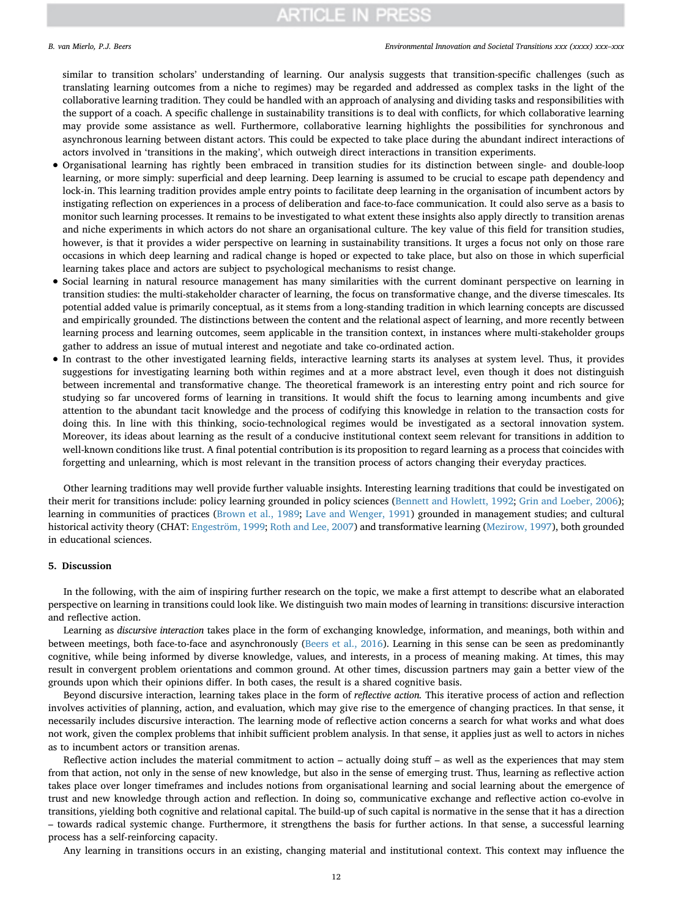similar to transition scholars' understanding of learning. Our analysis suggests that transition-specific challenges (such as translating learning outcomes from a niche to regimes) may be regarded and addressed as complex tasks in the light of the collaborative learning tradition. They could be handled with an approach of analysing and dividing tasks and responsibilities with the support of a coach. A specific challenge in sustainability transitions is to deal with conflicts, for which collaborative learning may provide some assistance as well. Furthermore, collaborative learning highlights the possibilities for synchronous and asynchronous learning between distant actors. This could be expected to take place during the abundant indirect interactions of actors involved in 'transitions in the making', which outweigh direct interactions in transition experiments.

- Organisational learning has rightly been embraced in transition studies for its distinction between single- and double-loop learning, or more simply: superficial and deep learning. Deep learning is assumed to be crucial to escape path dependency and lock-in. This learning tradition provides ample entry points to facilitate deep learning in the organisation of incumbent actors by instigating reflection on experiences in a process of deliberation and face-to-face communication. It could also serve as a basis to monitor such learning processes. It remains to be investigated to what extent these insights also apply directly to transition arenas and niche experiments in which actors do not share an organisational culture. The key value of this field for transition studies, however, is that it provides a wider perspective on learning in sustainability transitions. It urges a focus not only on those rare occasions in which deep learning and radical change is hoped or expected to take place, but also on those in which superficial learning takes place and actors are subject to psychological mechanisms to resist change.
- Social learning in natural resource management has many similarities with the current dominant perspective on learning in transition studies: the multi-stakeholder character of learning, the focus on transformative change, and the diverse timescales. Its potential added value is primarily conceptual, as it stems from a long-standing tradition in which learning concepts are discussed and empirically grounded. The distinctions between the content and the relational aspect of learning, and more recently between learning process and learning outcomes, seem applicable in the transition context, in instances where multi-stakeholder groups gather to address an issue of mutual interest and negotiate and take co-ordinated action.
- In contrast to the other investigated learning fields, interactive learning starts its analyses at system level. Thus, it provides suggestions for investigating learning both within regimes and at a more abstract level, even though it does not distinguish between incremental and transformative change. The theoretical framework is an interesting entry point and rich source for studying so far uncovered forms of learning in transitions. It would shift the focus to learning among incumbents and give attention to the abundant tacit knowledge and the process of codifying this knowledge in relation to the transaction costs for doing this. In line with this thinking, socio-technological regimes would be investigated as a sectoral innovation system. Moreover, its ideas about learning as the result of a conducive institutional context seem relevant for transitions in addition to well-known conditions like trust. A final potential contribution is its proposition to regard learning as a process that coincides with forgetting and unlearning, which is most relevant in the transition process of actors changing their everyday practices.

Other learning traditions may well provide further valuable insights. Interesting learning traditions that could be investigated on their merit for transitions include: policy learning grounded in policy sciences (Bennett and Howlett, 1992; Grin and Loeber, 2006); learning in communities of practices (Brown et al., 1989; Lave and Wenger, 1991) grounded in management studies; and cultural historical activity theory (CHAT: Engeström, 1999; Roth and Lee, 2007) and transformative learning (Mezirow, 1997), both grounded in educational sciences.

## 5. Discussion

In the following, with the aim of inspiring further research on the topic, we make a first attempt to describe what an elaborated perspective on learning in transitions could look like. We distinguish two main modes of learning in transitions: discursive interaction and reflective action.

Learning as *discursive interaction* takes place in the form of exchanging knowledge, information, and meanings, both within and between meetings, both face-to-face and asynchronously (Beers et al., 2016). Learning in this sense can be seen as predominantly cognitive, while being informed by diverse knowledge, values, and interests, in a process of meaning making. At times, this may result in convergent problem orientations and common ground. At other times, discussion partners may gain a better view of the grounds upon which their opinions differ. In both cases, the result is a shared cognitive basis.

Beyond discursive interaction, learning takes place in the form of *reflective action.* This iterative process of action and reflection involves activities of planning, action, and evaluation, which may give rise to the emergence of changing practices. In that sense, it necessarily includes discursive interaction. The learning mode of reflective action concerns a search for what works and what does not work, given the complex problems that inhibit sufficient problem analysis. In that sense, it applies just as well to actors in niches as to incumbent actors or transition arenas.

Reflective action includes the material commitment to action – actually doing stuff – as well as the experiences that may stem from that action, not only in the sense of new knowledge, but also in the sense of emerging trust. Thus, learning as reflective action takes place over longer timeframes and includes notions from organisational learning and social learning about the emergence of trust and new knowledge through action and reflection. In doing so, communicative exchange and reflective action co-evolve in transitions, yielding both cognitive and relational capital. The build-up of such capital is normative in the sense that it has a direction – towards radical systemic change. Furthermore, it strengthens the basis for further actions. In that sense, a successful learning process has a self-reinforcing capacity.

Any learning in transitions occurs in an existing, changing material and institutional context. This context may influence the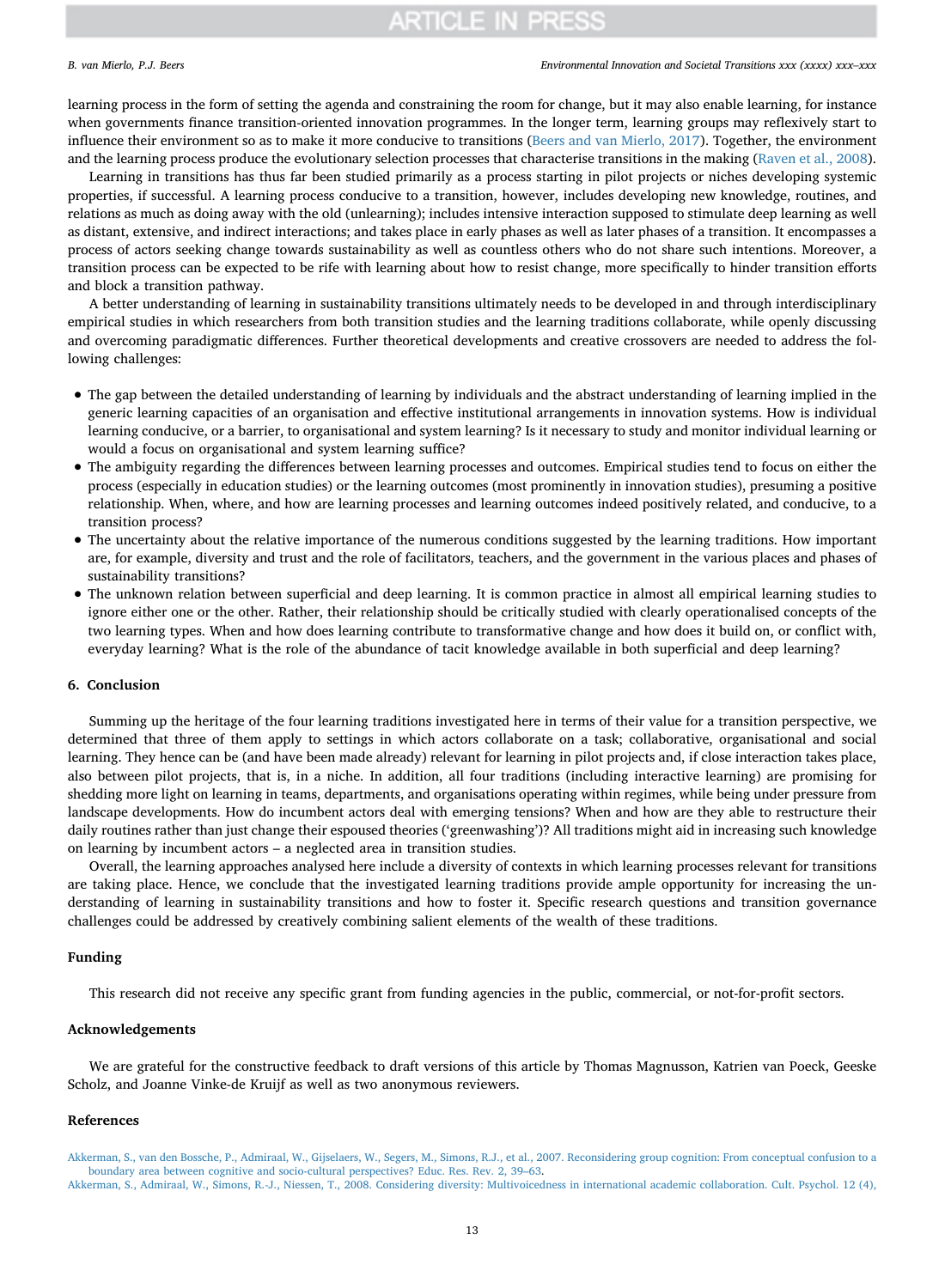learning process in the form of setting the agenda and constraining the room for change, but it may also enable learning, for instance when governments finance transition-oriented innovation programmes. In the longer term, learning groups may reflexively start to influence their environment so as to make it more conducive to transitions (Beers and van Mierlo, 2017). Together, the environment and the learning process produce the evolutionary selection processes that characterise transitions in the making (Raven et al., 2008).

Learning in transitions has thus far been studied primarily as a process starting in pilot projects or niches developing systemic properties, if successful. A learning process conducive to a transition, however, includes developing new knowledge, routines, and relations as much as doing away with the old (unlearning); includes intensive interaction supposed to stimulate deep learning as well as distant, extensive, and indirect interactions; and takes place in early phases as well as later phases of a transition. It encompasses a process of actors seeking change towards sustainability as well as countless others who do not share such intentions. Moreover, a transition process can be expected to be rife with learning about how to resist change, more specifically to hinder transition efforts and block a transition pathway.

A better understanding of learning in sustainability transitions ultimately needs to be developed in and through interdisciplinary empirical studies in which researchers from both transition studies and the learning traditions collaborate, while openly discussing and overcoming paradigmatic differences. Further theoretical developments and creative crossovers are needed to address the following challenges:

- The gap between the detailed understanding of learning by individuals and the abstract understanding of learning implied in the generic learning capacities of an organisation and effective institutional arrangements in innovation systems. How is individual learning conducive, or a barrier, to organisational and system learning? Is it necessary to study and monitor individual learning or would a focus on organisational and system learning suffice?
- The ambiguity regarding the differences between learning processes and outcomes. Empirical studies tend to focus on either the process (especially in education studies) or the learning outcomes (most prominently in innovation studies), presuming a positive relationship. When, where, and how are learning processes and learning outcomes indeed positively related, and conducive, to a transition process?
- The uncertainty about the relative importance of the numerous conditions suggested by the learning traditions. How important are, for example, diversity and trust and the role of facilitators, teachers, and the government in the various places and phases of sustainability transitions?
- The unknown relation between superficial and deep learning. It is common practice in almost all empirical learning studies to ignore either one or the other. Rather, their relationship should be critically studied with clearly operationalised concepts of the two learning types. When and how does learning contribute to transformative change and how does it build on, or conflict with, everyday learning? What is the role of the abundance of tacit knowledge available in both superficial and deep learning?

## 6. Conclusion

Summing up the heritage of the four learning traditions investigated here in terms of their value for a transition perspective, we determined that three of them apply to settings in which actors collaborate on a task; collaborative, organisational and social learning. They hence can be (and have been made already) relevant for learning in pilot projects and, if close interaction takes place, also between pilot projects, that is, in a niche. In addition, all four traditions (including interactive learning) are promising for shedding more light on learning in teams, departments, and organisations operating within regimes, while being under pressure from landscape developments. How do incumbent actors deal with emerging tensions? When and how are they able to restructure their daily routines rather than just change their espoused theories ('greenwashing')? All traditions might aid in increasing such knowledge on learning by incumbent actors – a neglected area in transition studies.

Overall, the learning approaches analysed here include a diversity of contexts in which learning processes relevant for transitions are taking place. Hence, we conclude that the investigated learning traditions provide ample opportunity for increasing the understanding of learning in sustainability transitions and how to foster it. Specific research questions and transition governance challenges could be addressed by creatively combining salient elements of the wealth of these traditions.

## Funding

This research did not receive any specific grant from funding agencies in the public, commercial, or not-for-profit sectors.

## Acknowledgements

We are grateful for the constructive feedback to draft versions of this article by Thomas Magnusson, Katrien van Poeck, Geeske Scholz, and Joanne Vinke-de Kruijf as well as two anonymous reviewers.

## References

Akkerman, S., van den Bossche, P., Admiraal, W., Gijselaers, W., Segers, M., Simons, R.J., et al., 2007. Reconsidering group cognition: From conceptual confusion to a boundary area between cognitive and socio-cultural perspectives? Educ. Res. Rev. 2, 39–63.

Akkerman, S., Admiraal, W., Simons, R.-J., Niessen, T., 2008. Considering diversity: Multivoicedness in international academic collaboration. Cult. Psychol. 12 (4),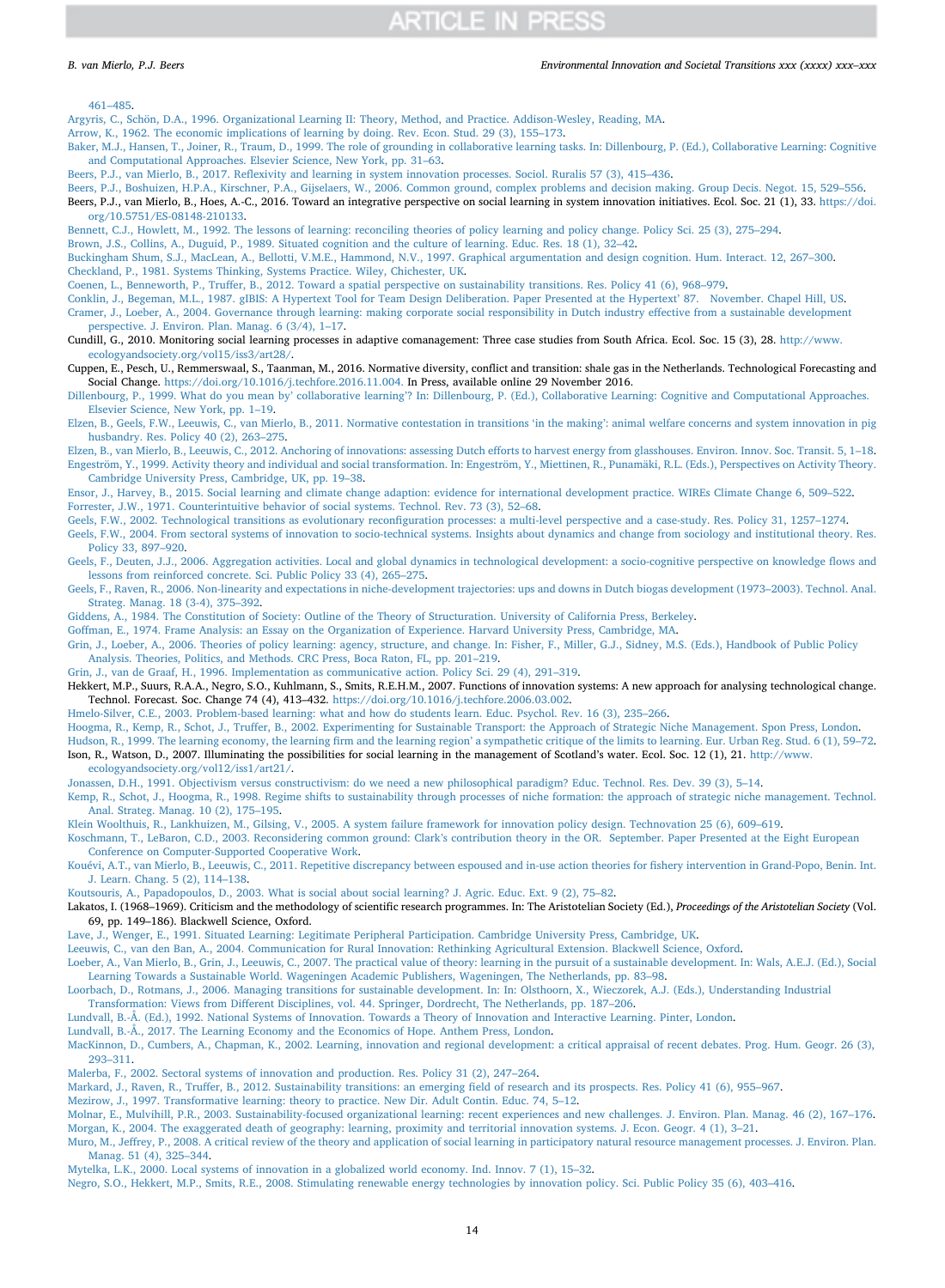461–485.

Argyris, C., Schön, D.A., 1996. Organizational Learning II: Theory, Method, and Practice. Addison-Wesley, Reading, MA.

Arrow, K., 1962. The economic implications of learning by doing. Rev. Econ. Stud. 29 (3), 155–173.

Baker, M.J., Hansen, T., Joiner, R., Traum, D., 1999. The role of grounding in collaborative learning tasks. In: Dillenbourg, P. (Ed.), Collaborative Learning: Cognitive and Computational Approaches. Elsevier Science, New York, pp. 31–63.

Beers, P.J., van Mierlo, B., 2017. Reflexivity and learning in system innovation processes. Sociol. Ruralis 57 (3), 415–436.

Beers, P.J., Boshuizen, H.P.A., Kirschner, P.A., Gijselaers, W., 2006. Common ground, complex problems and decision making. Group Decis. Negot. 15, 529–556.

Beers, P.J., van Mierlo, B., Hoes, A.-C., 2016. Toward an integrative perspective on social learning in system innovation initiatives. Ecol. Soc. 21 (1), 33. https://doi.org/10.5751/ES-08148-210133.

Bennett, C.J., Howlett, M., 1992. The lessons of learning: reconciling theories of policy learning and policy change. Policy Sci. 25 (3), 275–294.

Brown, J.S., Collins, A., Duguid, P., 1989. Situated cognition and the culture of learning. Educ. Res. 18 (1), 32–42.

Buckingham Shum, S.J., MacLean, A., Bellotti, V.M.E., Hammond, N.V., 1997. Graphical argumentation and design cognition. Hum. Interact. 12, 267–300.

Checkland, P., 1981. Systems Thinking, Systems Practice. Wiley, Chichester, UK.

Coenen, L., Benneworth, P., Truffer, B., 2012. Toward a spatial perspective on sustainability transitions. Res. Policy 41 (6), 968–979.

Conklin, J., Begeman, M.L., 1987. gIBIS: A Hypertext Tool for Team Design Deliberation. Paper Presented at the Hypertext' 87. November. Chapel Hill, US.

Cramer, J., Loeber, A., 2004. Governance through learning: making corporate social responsibility in Dutch industry effective from a sustainable development perspective. J. Environ. Plan. Manag. 6 (3/4), 1–17.

Cundill, G., 2010. Monitoring social learning processes in adaptive comanagement: Three case studies from South Africa. Ecol. Soc. 15 (3), 28. http://www.ecologyandsociety.org/vol15/iss3/art28/.

Cuppen, E., Pesch, U., Remmerswaal, S., Taanman, M., 2016. Normative diversity, conflict and transition: shale gas in the Netherlands. Technological Forecasting and Social Change. https://doi.org/10.1016/j.techfore.2016.11.004. In Press, available online 29 November 2016.

Dillenbourg, P., 1999. What do you mean by' collaborative learning'? In: Dillenbourg, P. (Ed.), Collaborative Learning: Cognitive and Computational Approaches. Elsevier Science, New York, pp. 1–19.

Elzen, B., Geels, F.W., Leeuwis, C., van Mierlo, B., 2011. Normative contestation in transitions 'in the making': animal welfare concerns and system innovation in pig husbandry. Res. Policy 40 (2), 263–275.

Elzen, B., van Mierlo, B., Leeuwis, C., 2012. Anchoring of innovations: assessing Dutch efforts to harvest energy from glasshouses. Environ. Innov. Soc. Transit. 5, 1–18.

Engeström, Y., 1999. Activity theory and individual and social transformation. In: Engeström, Y., Miettinen, R., Punamäki, R.L. (Eds.), Perspectives on Activity Theory. Cambridge University Press, Cambridge, UK, pp. 19–38.

Ensor, J., Harvey, B., 2015. Social learning and climate change adaption: evidence for international development practice. WIREs Climate Change 6, 509–522.

Forrester, J.W., 1971. Counterintuitive behavior of social systems. Technol. Rev. 73 (3), 52–68.

Geels, F.W., 2002. Technological transitions as evolutionary reconfiguration processes: a multi-level perspective and a case-study. Res. Policy 31, 1257–1274.

Geels, F.W., 2004. From sectoral systems of innovation to socio-technical systems. Insights about dynamics and change from sociology and institutional theory. Res. Policy 33, 897–920.

Geels, F., Deuten, J.J., 2006. Aggregation activities. Local and global dynamics in technological development: a socio-cognitive perspective on knowledge flows and lessons from reinforced concrete. Sci. Public Policy 33 (4), 265–275.

Geels, F., Raven, R., 2006. Non-linearity and expectations in niche-development trajectories: ups and downs in Dutch biogas development (1973–2003). Technol. Anal. Strateg. Manag. 18 (3-4), 375–392.

Giddens, A., 1984. The Constitution of Society: Outline of the Theory of Structuration. University of California Press, Berkeley.

Goffman, E., 1974. Frame Analysis: an Essay on the Organization of Experience. Harvard University Press, Cambridge, MA.

Grin, J., Loeber, A., 2006. Theories of policy learning: agency, structure, and change. In: Fisher, F., Miller, G.J., Sidney, M.S. (Eds.), Handbook of Public Policy Analysis. Theories, Politics, and Methods. CRC Press, Boca Raton, FL, pp. 201–219.

Grin, J., van de Graaf, H., 1996. Implementation as communicative action. Policy Sci. 29 (4), 291–319.

Hekkert, M.P., Suurs, R.A.A., Negro, S.O., Kuhlmann, S., Smits, R.E.H.M., 2007. Functions of innovation systems: A new approach for analysing technological change. Technol. Forecast. Soc. Change 74 (4), 413–432. https://doi.org/10.1016/j.techfore.2006.03.002.

Hmelo-Silver, C.E., 2003. Problem-based learning: what and how do students learn. Educ. Psychol. Rev. 16 (3), 235–266.

Hoogma, R., Kemp, R., Schot, J., Truffer, B., 2002. Experimenting for Sustainable Transport: the Approach of Strategic Niche Management. Spon Press, London.

Hudson, R., 1999. The learning economy, the learning firm and the learning region' a sympathetic critique of the limits to learning. Eur. Urban Reg. Stud. 6 (1), 59–72.

Ison, R., Watson, D., 2007. Illuminating the possibilities for social learning in the management of Scotland's water. Ecol. Soc. 12 (1), 21. http://www.ecologyandsociety.org/vol12/iss1/art21/.

Jonassen, D.H., 1991. Objectivism versus constructivism: do we need a new philosophical paradigm? Educ. Technol. Res. Dev. 39 (3), 5–14.

Kemp, R., Schot, J., Hoogma, R., 1998. Regime shifts to sustainability through processes of niche formation: the approach of strategic niche management. Technol. Anal. Strateg. Manag. 10 (2), 175–195.

Klein Woolthuis, R., Lankhuizen, M., Gilsing, V., 2005. A system failure framework for innovation policy design. Technovation 25 (6), 609–619.

Koschmann, T., LeBaron, C.D., 2003. Reconsidering common ground: Clark's contribution theory in the OR. September. Paper Presented at the Eight European Conference on Computer-Supported Cooperative Work.

Kouévi, A.T., van Mierlo, B., Leeuwis, C., 2011. Repetitive discrepancy between espoused and in-use action theories for fishery intervention in Grand-Popo, Benin. Int. J. Learn. Chang. 5 (2), 114–138.

Koutsouris, A., Papadopoulos, D., 2003. What is social about social learning? J. Agric. Educ. Ext. 9 (2), 75–82.

Lakatos, I. (1968–1969). Criticism and the methodology of scientific research programmes. In: The Aristotelian Society (Ed.), *Proceedings of the Aristotelian Society* (Vol. 69, pp. 149–186). Blackwell Science, Oxford.

Lave, J., Wenger, E., 1991. Situated Learning: Legitimate Peripheral Participation. Cambridge University Press, Cambridge, UK.

Leeuwis, C., van den Ban, A., 2004. Communication for Rural Innovation: Rethinking Agricultural Extension. Blackwell Science, Oxford.

Loeber, A., Van Mierlo, B., Grin, J., Leeuwis, C., 2007. The practical value of theory: learning in the pursuit of a sustainable development. In: Wals, A.E.J. (Ed.), Social Learning Towards a Sustainable World. Wageningen Academic Publishers, Wageningen, The Netherlands, pp. 83–98.

Loorbach, D., Rotmans, J., 2006. Managing transitions for sustainable development. In: In: Olsthoorn, X., Wieczorek, A.J. (Eds.), Understanding Industrial Transformation: Views from Different Disciplines, vol. 44. Springer, Dordrecht, The Netherlands, pp. 187–206.

Lundvall, B.-Å. (Ed.), 1992. National Systems of Innovation. Towards a Theory of Innovation and Interactive Learning. Pinter, London.

Lundvall, B.-Å., 2017. The Learning Economy and the Economics of Hope. Anthem Press, London.

MacKinnon, D., Cumbers, A., Chapman, K., 2002. Learning, innovation and regional development: a critical appraisal of recent debates. Prog. Hum. Geogr. 26 (3), 293–311.

Malerba, F., 2002. Sectoral systems of innovation and production. Res. Policy 31 (2), 247–264.

Markard, J., Raven, R., Truffer, B., 2012. Sustainability transitions: an emerging field of research and its prospects. Res. Policy 41 (6), 955–967.

Mezirow, J., 1997. Transformative learning: theory to practice. New Dir. Adult Contin. Educ. 74, 5–12.

Molnar, E., Mulvihill, P.R., 2003. Sustainability-focused organizational learning: recent experiences and new challenges. J. Environ. Plan. Manag. 46 (2), 167–176.

Morgan, K., 2004. The exaggerated death of geography: learning, proximity and territorial innovation systems. J. Econ. Geogr. 4 (1), 3–21.

Muro, M., Jeffrey, P., 2008. A critical review of the theory and application of social learning in participatory natural resource management processes. J. Environ. Plan. Manag. 51 (4), 325–344.

Mytelka, L.K., 2000. Local systems of innovation in a globalized world economy. Ind. Innov. 7 (1), 15–32.

Negro, S.O., Hekkert, M.P., Smits, R.E., 2008. Stimulating renewable energy technologies by innovation policy. Sci. Public Policy 35 (6), 403–416.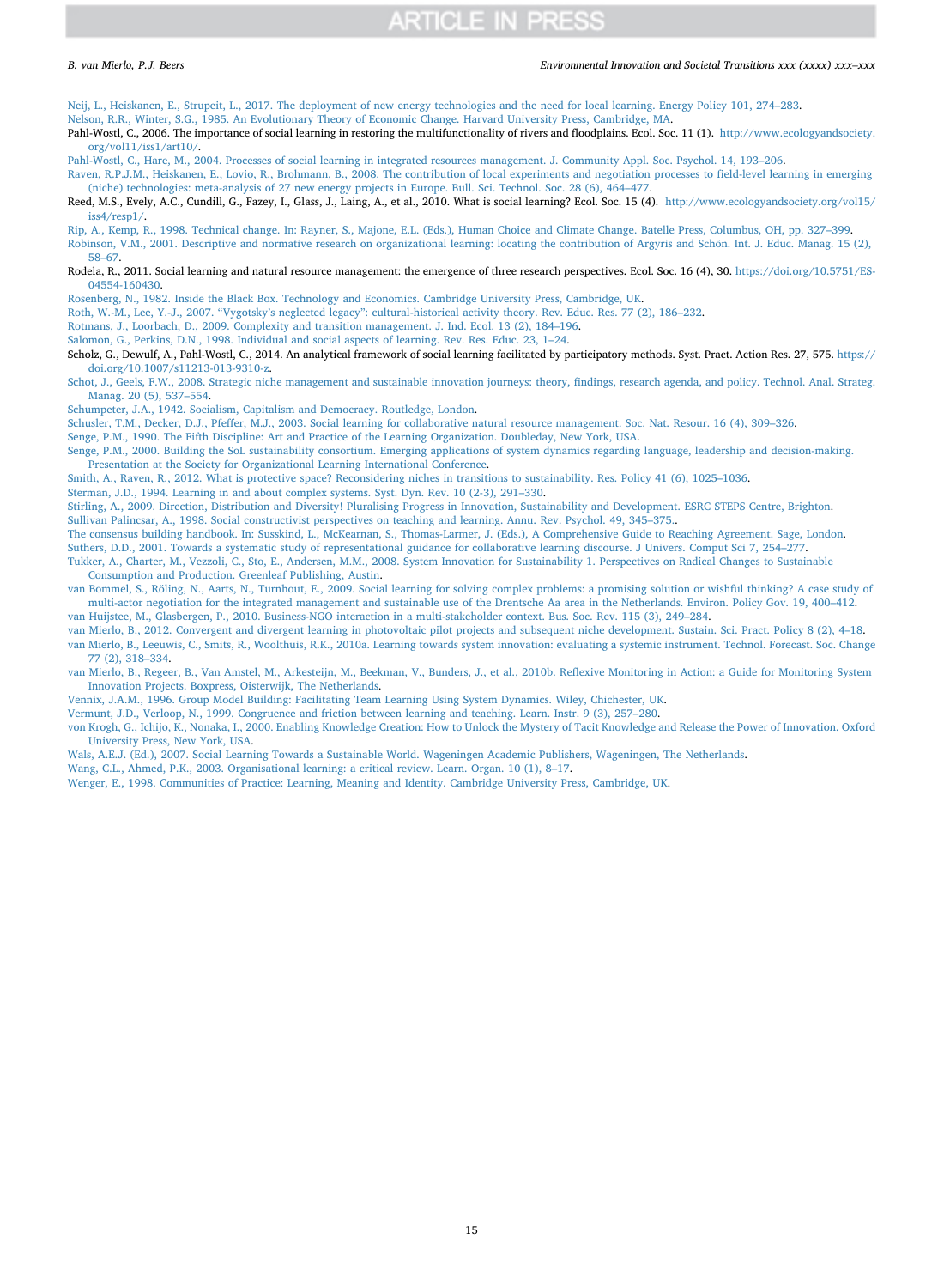Neij, L., Heiskanen, E., Strupeit, L., 2017. The deployment of new energy technologies and the need for local learning. Energy Policy 101, 274–283.

Nelson, R.R., Winter, S.G., 1985. An Evolutionary Theory of Economic Change. Harvard University Press, Cambridge, MA.

Pahl-Wostl, C., 2006. The importance of social learning in restoring the multifunctionality of rivers and floodplains. Ecol. Soc. 11 (1). http://www.ecologyandsociety.org/vol11/iss1/art10/.

Pahl-Wostl, C., Hare, M., 2004. Processes of social learning in integrated resources management. J. Community Appl. Soc. Psychol. 14, 193–206.

Raven, R.P.J.M., Heiskanen, E., Lovio, R., Brohmann, B., 2008. The contribution of local experiments and negotiation processes to field-level learning in emerging (niche) technologies: meta-analysis of 27 new energy projects in Europe. Bull. Sci. Technol. Soc. 28 (6), 464–477.

Reed, M.S., Evely, A.C., Cundill, G., Fazey, I., Glass, J., Laing, A., et al., 2010. What is social learning? Ecol. Soc. 15 (4). http://www.ecologyandsociety.org/vol15/iss4/resp1/.

Rip, A., Kemp, R., 1998. Technical change. In: Rayner, S., Majone, E.L. (Eds.), Human Choice and Climate Change. Batelle Press, Columbus, OH, pp. 327–399.

Robinson, V.M., 2001. Descriptive and normative research on organizational learning: locating the contribution of Argyris and Schön. Int. J. Educ. Manag. 15 (2), 58–67.

Rodela, R., 2011. Social learning and natural resource management: the emergence of three research perspectives. Ecol. Soc. 16 (4), 30. https://doi.org/10.5751/ES-04554-160430.

Rosenberg, N., 1982. Inside the Black Box. Technology and Economics. Cambridge University Press, Cambridge, UK.

Roth, W.-M., Lee, Y.-J., 2007. "Vygotsky's neglected legacy": cultural-historical activity theory. Rev. Educ. Res. 77 (2), 186–232.

Rotmans, J., Loorbach, D., 2009. Complexity and transition management. J. Ind. Ecol. 13 (2), 184–196.

Salomon, G., Perkins, D.N., 1998. Individual and social aspects of learning. Rev. Res. Educ. 23, 1–24.

Scholz, G., Dewulf, A., Pahl-Wostl, C., 2014. An analytical framework of social learning facilitated by participatory methods. Syst. Pract. Action Res. 27, 575. https://doi.org/10.1007/s11213-013-9310-z.

Schot, J., Geels, F.W., 2008. Strategic niche management and sustainable innovation journeys: theory, findings, research agenda, and policy. Technol. Anal. Strateg. Manag. 20 (5), 537–554.

Schumpeter, J.A., 1942. Socialism, Capitalism and Democracy. Routledge, London.

Schusler, T.M., Decker, D.J., Pfeffer, M.J., 2003. Social learning for collaborative natural resource management. Soc. Nat. Resour. 16 (4), 309–326.

Senge, P.M., 1990. The Fifth Discipline: Art and Practice of the Learning Organization. Doubleday, New York, USA.

Senge, P.M., 2000. Building the SoL sustainability consortium. Emerging applications of system dynamics regarding language, leadership and decision-making. Presentation at the Society for Organizational Learning International Conference.

Smith, A., Raven, R., 2012. What is protective space? Reconsidering niches in transitions to sustainability. Res. Policy 41 (6), 1025–1036.

Sterman, J.D., 1994. Learning in and about complex systems. Syst. Dyn. Rev. 10 (2-3), 291–330.

Stirling, A., 2009. Direction, Distribution and Diversity! Pluralising Progress in Innovation, Sustainability and Development. ESRC STEPS Centre, Brighton.

Sullivan Palincsar, A., 1998. Social constructivist perspectives on teaching and learning. Annu. Rev. Psychol. 49, 345–375..

The consensus building handbook. In: Susskind, L., McKearnan, S., Thomas-Larmer, J. (Eds.), A Comprehensive Guide to Reaching Agreement. Sage, London.

Suthers, D.D., 2001. Towards a systematic study of representational guidance for collaborative learning discourse. J Univers. Comput Sci 7, 254–277.

Tukker, A., Charter, M., Vezzoli, C., Sto, E., Andersen, M.M., 2008. System Innovation for Sustainability 1. Perspectives on Radical Changes to Sustainable Consumption and Production. Greenleaf Publishing, Austin.

van Bommel, S., Röling, N., Aarts, N., Turnhout, E., 2009. Social learning for solving complex problems: a promising solution or wishful thinking? A case study of multi-actor negotiation for the integrated management and sustainable use of the Drentsche Aa area in the Netherlands. Environ. Policy Gov. 19, 400–412.

van Huijstee, M., Glasbergen, P., 2010. Business-NGO interaction in a multi-stakeholder context. Bus. Soc. Rev. 115 (3), 249–284.

van Mierlo, B., 2012. Convergent and divergent learning in photovoltaic pilot projects and subsequent niche development. Sustain. Sci. Pract. Policy 8 (2), 4–18.

van Mierlo, B., Leeuwis, C., Smits, R., Woolthuis, R.K., 2010a. Learning towards system innovation: evaluating a systemic instrument. Technol. Forecast. Soc. Change 77 (2), 318–334.

van Mierlo, B., Regeer, B., Van Amstel, M., Arkesteijn, M., Beekman, V., Bunders, J., et al., 2010b. Reflexive Monitoring in Action: a Guide for Monitoring System Innovation Projects. Boxpress, Oisterwijk, The Netherlands.

Vennix, J.A.M., 1996. Group Model Building: Facilitating Team Learning Using System Dynamics. Wiley, Chichester, UK.

Vermunt, J.D., Verloop, N., 1999. Congruence and friction between learning and teaching. Learn. Instr. 9 (3), 257–280.

von Krogh, G., Ichijo, K., Nonaka, I., 2000. Enabling Knowledge Creation: How to Unlock the Mystery of Tacit Knowledge and Release the Power of Innovation. Oxford University Press, New York, USA.

Wals, A.E.J. (Ed.), 2007. Social Learning Towards a Sustainable World. Wageningen Academic Publishers, Wageningen, The Netherlands.

Wang, C.L., Ahmed, P.K., 2003. Organisational learning: a critical review. Learn. Organ. 10 (1), 8–17.

Wenger, E., 1998. Communities of Practice: Learning, Meaning and Identity. Cambridge University Press, Cambridge, UK.